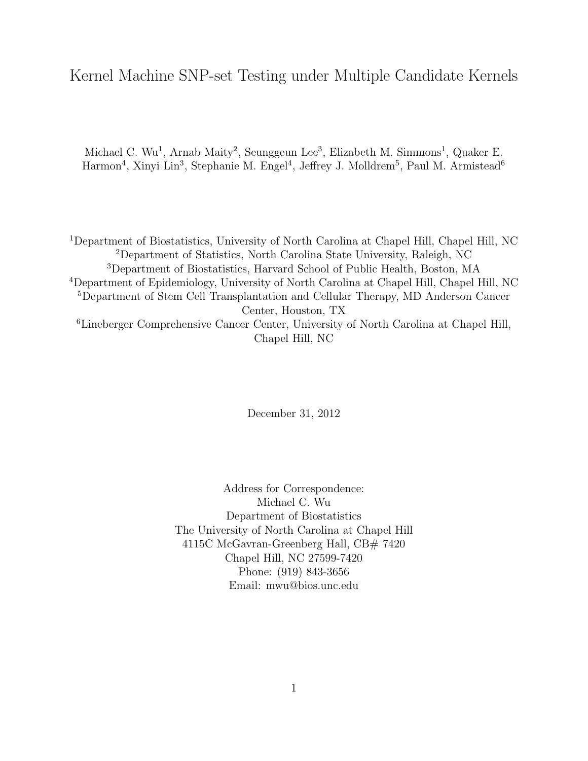# Kernel Machine SNP-set Testing under Multiple Candidate Kernels

Michael C. Wu[1], Arnab Maity[2], Seunggeun Lee[3], Elizabeth M. Simmons[1], Quaker E. Harmon[4], Xinyi Lin[3], Stephanie M. Engel[4], Jeffrey J. Molldrem[5], Paul M. Armistead[6]

[1]Department of Biostatistics, University of North Carolina at Chapel Hill, Chapel Hill, NC
[2]Department of Statistics, North Carolina State University, Raleigh, NC
[3]Department of Biostatistics, Harvard School of Public Health, Boston, MA
[4]Department of Epidemiology, University of North Carolina at Chapel Hill, Chapel Hill, NC
[5]Department of Stem Cell Transplantation and Cellular Therapy, MD Anderson Cancer Center, Houston, TX
[6]Lineberger Comprehensive Cancer Center, University of North Carolina at Chapel Hill, Chapel Hill, NC

December 31, 2012

Address for Correspondence:
Michael C. Wu
Department of Biostatistics
The University of North Carolina at Chapel Hill
4115C McGavran-Greenberg Hall, CB# 7420
Chapel Hill, NC 27599-7420
Phone: (919) 843-3656
Email: mwu@bios.unc.edu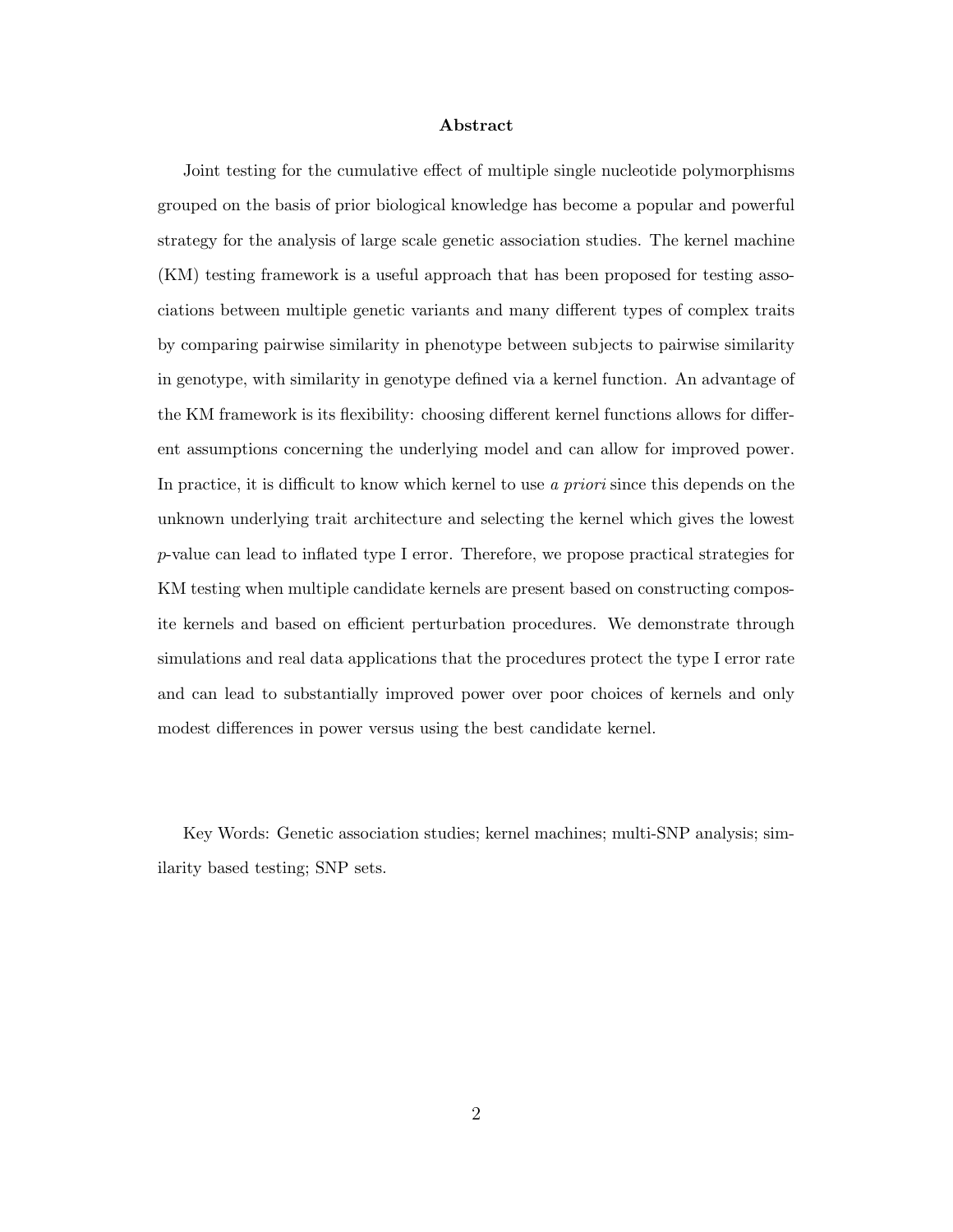## Abstract

Joint testing for the cumulative effect of multiple single nucleotide polymorphisms grouped on the basis of prior biological knowledge has become a popular and powerful strategy for the analysis of large scale genetic association studies. The kernel machine (KM) testing framework is a useful approach that has been proposed for testing associations between multiple genetic variants and many different types of complex traits by comparing pairwise similarity in phenotype between subjects to pairwise similarity in genotype, with similarity in genotype defined via a kernel function. An advantage of the KM framework is its flexibility: choosing different kernel functions allows for different assumptions concerning the underlying model and can allow for improved power. In practice, it is difficult to know which kernel to use *a priori* since this depends on the unknown underlying trait architecture and selecting the kernel which gives the lowest *p*-value can lead to inflated type I error. Therefore, we propose practical strategies for KM testing when multiple candidate kernels are present based on constructing composite kernels and based on efficient perturbation procedures. We demonstrate through simulations and real data applications that the procedures protect the type I error rate and can lead to substantially improved power over poor choices of kernels and only modest differences in power versus using the best candidate kernel.

Key Words: Genetic association studies; kernel machines; multi-SNP analysis; similarity based testing; SNP sets.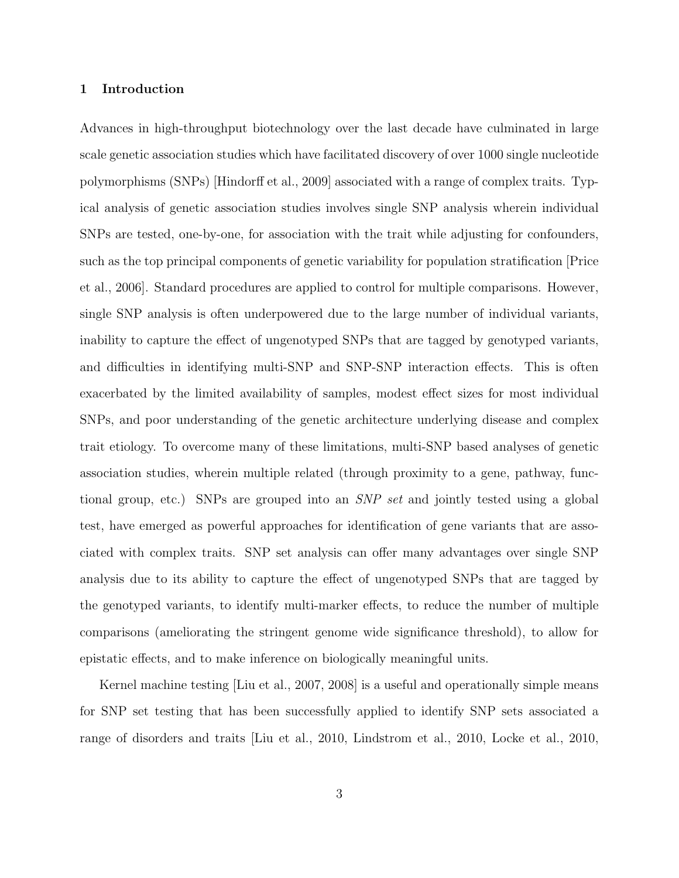## 1 Introduction

Advances in high-throughput biotechnology over the last decade have culminated in large scale genetic association studies which have facilitated discovery of over 1000 single nucleotide polymorphisms (SNPs) [Hindorff et al., 2009] associated with a range of complex traits. Typical analysis of genetic association studies involves single SNP analysis wherein individual SNPs are tested, one-by-one, for association with the trait while adjusting for confounders, such as the top principal components of genetic variability for population stratification [Price et al., 2006]. Standard procedures are applied to control for multiple comparisons. However, single SNP analysis is often underpowered due to the large number of individual variants, inability to capture the effect of ungenotyped SNPs that are tagged by genotyped variants, and difficulties in identifying multi-SNP and SNP-SNP interaction effects. This is often exacerbated by the limited availability of samples, modest effect sizes for most individual SNPs, and poor understanding of the genetic architecture underlying disease and complex trait etiology. To overcome many of these limitations, multi-SNP based analyses of genetic association studies, wherein multiple related (through proximity to a gene, pathway, functional group, etc.) SNPs are grouped into an *SNP set* and jointly tested using a global test, have emerged as powerful approaches for identification of gene variants that are associated with complex traits. SNP set analysis can offer many advantages over single SNP analysis due to its ability to capture the effect of ungenotyped SNPs that are tagged by the genotyped variants, to identify multi-marker effects, to reduce the number of multiple comparisons (ameliorating the stringent genome wide significance threshold), to allow for epistatic effects, and to make inference on biologically meaningful units.

Kernel machine testing [Liu et al., 2007, 2008] is a useful and operationally simple means for SNP set testing that has been successfully applied to identify SNP sets associated a range of disorders and traits [Liu et al., 2010, Lindstrom et al., 2010, Locke et al., 2010,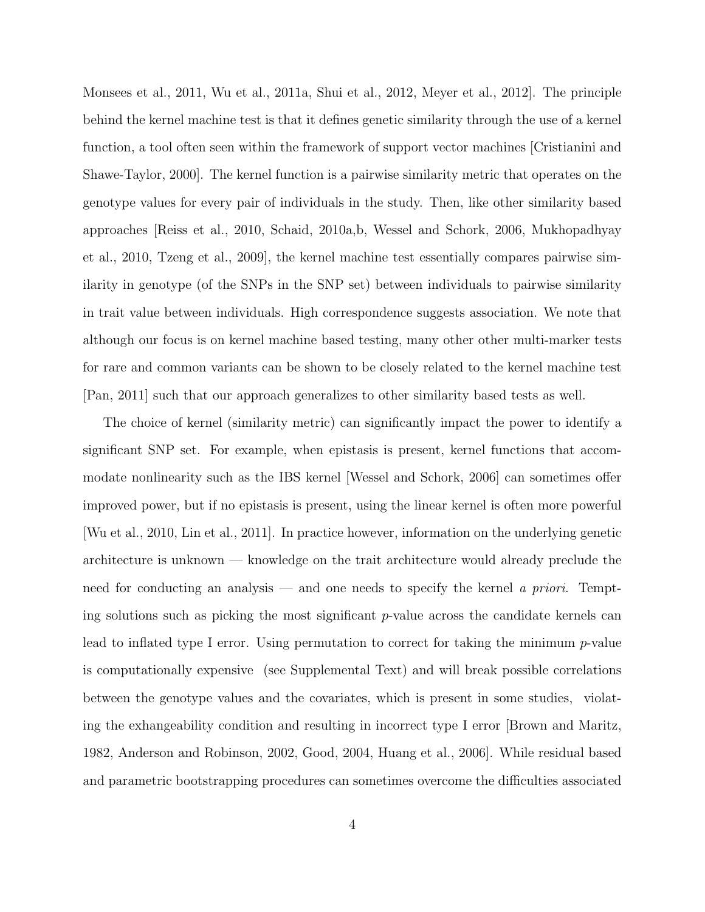Monsees et al., 2011, Wu et al., 2011a, Shui et al., 2012, Meyer et al., 2012]. The principle behind the kernel machine test is that it defines genetic similarity through the use of a kernel function, a tool often seen within the framework of support vector machines [Cristianini and Shawe-Taylor, 2000]. The kernel function is a pairwise similarity metric that operates on the genotype values for every pair of individuals in the study. Then, like other similarity based approaches [Reiss et al., 2010, Schaid, 2010a,b, Wessel and Schork, 2006, Mukhopadhyay et al., 2010, Tzeng et al., 2009], the kernel machine test essentially compares pairwise similarity in genotype (of the SNPs in the SNP set) between individuals to pairwise similarity in trait value between individuals. High correspondence suggests association. We note that although our focus is on kernel machine based testing, many other other multi-marker tests for rare and common variants can be shown to be closely related to the kernel machine test [Pan, 2011] such that our approach generalizes to other similarity based tests as well.

The choice of kernel (similarity metric) can significantly impact the power to identify a significant SNP set. For example, when epistasis is present, kernel functions that accommodate nonlinearity such as the IBS kernel [Wessel and Schork, 2006] can sometimes offer improved power, but if no epistasis is present, using the linear kernel is often more powerful [Wu et al., 2010, Lin et al., 2011]. In practice however, information on the underlying genetic architecture is unknown — knowledge on the trait architecture would already preclude the need for conducting an analysis — and one needs to specify the kernel *a priori*. Tempting solutions such as picking the most significant $p$-value across the candidate kernels can lead to inflated type I error. Using permutation to correct for taking the minimum $p$-value is computationally expensive (see Supplemental Text) and will break possible correlations between the genotype values and the covariates, which is present in some studies, violating the exhangeability condition and resulting in incorrect type I error [Brown and Maritz, 1982, Anderson and Robinson, 2002, Good, 2004, Huang et al., 2006]. While residual based and parametric bootstrapping procedures can sometimes overcome the difficulties associated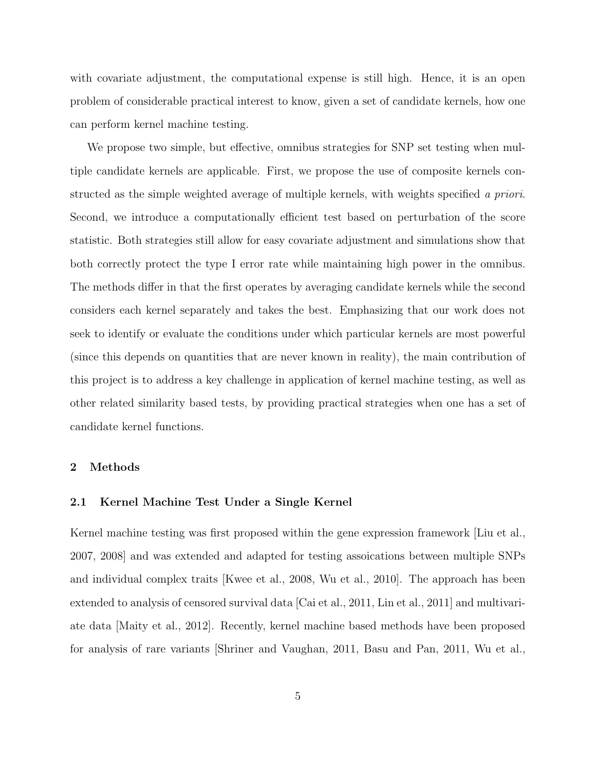with covariate adjustment, the computational expense is still high. Hence, it is an open problem of considerable practical interest to know, given a set of candidate kernels, how one can perform kernel machine testing.

We propose two simple, but effective, omnibus strategies for SNP set testing when multiple candidate kernels are applicable. First, we propose the use of composite kernels constructed as the simple weighted average of multiple kernels, with weights specified *a priori*. Second, we introduce a computationally efficient test based on perturbation of the score statistic. Both strategies still allow for easy covariate adjustment and simulations show that both correctly protect the type I error rate while maintaining high power in the omnibus. The methods differ in that the first operates by averaging candidate kernels while the second considers each kernel separately and takes the best. Emphasizing that our work does not seek to identify or evaluate the conditions under which particular kernels are most powerful (since this depends on quantities that are never known in reality), the main contribution of this project is to address a key challenge in application of kernel machine testing, as well as other related similarity based tests, by providing practical strategies when one has a set of candidate kernel functions.

## 2 Methods

### 2.1 Kernel Machine Test Under a Single Kernel

Kernel machine testing was first proposed within the gene expression framework [Liu et al., 2007, 2008] and was extended and adapted for testing assoications between multiple SNPs and individual complex traits [Kwee et al., 2008, Wu et al., 2010]. The approach has been extended to analysis of censored survival data [Cai et al., 2011, Lin et al., 2011] and multivariate data [Maity et al., 2012]. Recently, kernel machine based methods have been proposed for analysis of rare variants [Shriner and Vaughan, 2011, Basu and Pan, 2011, Wu et al.,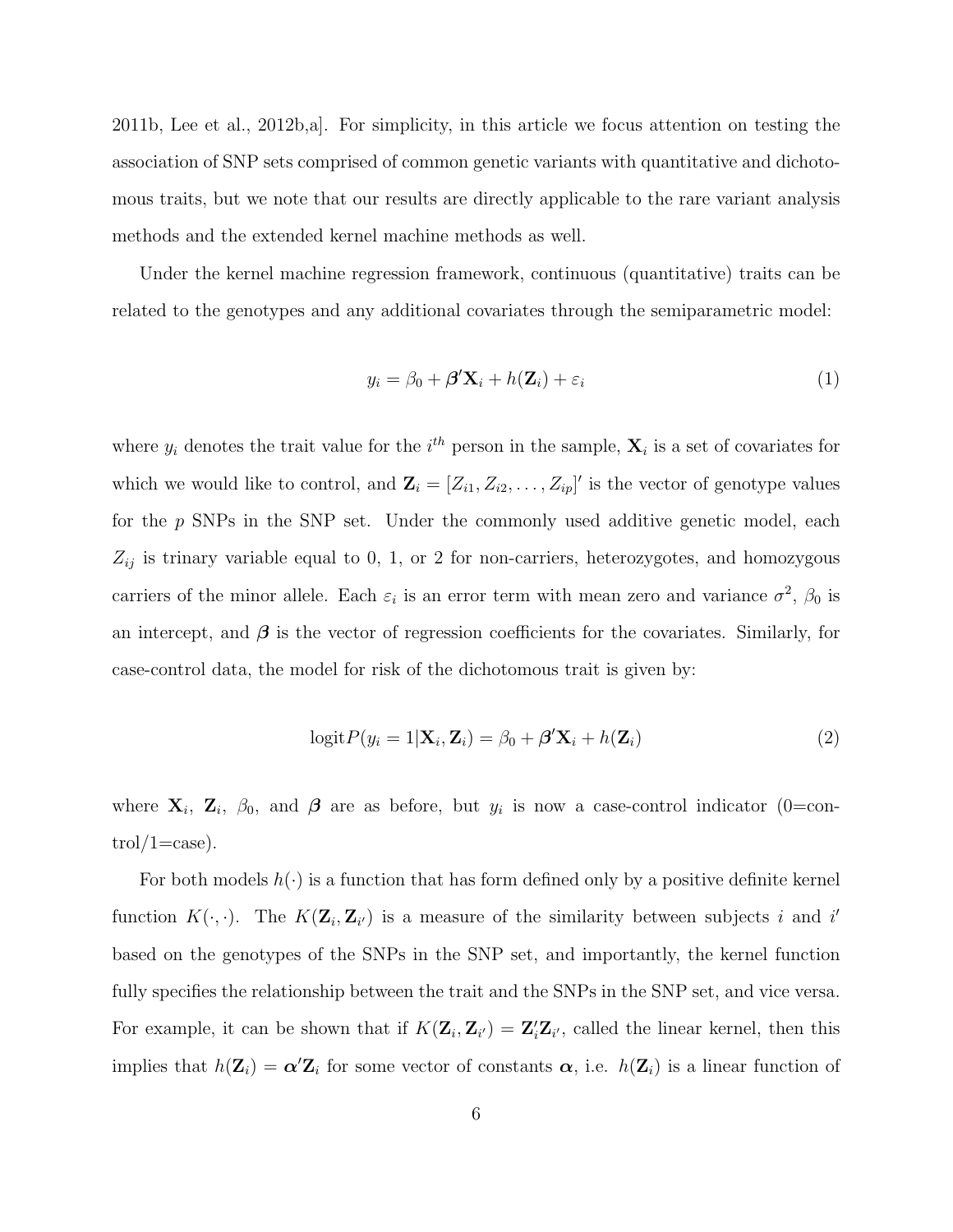2011b, Lee et al., 2012b,a]. For simplicity, in this article we focus attention on testing the association of SNP sets comprised of common genetic variants with quantitative and dichotomous traits, but we note that our results are directly applicable to the rare variant analysis methods and the extended kernel machine methods as well.

Under the kernel machine regression framework, continuous (quantitative) traits can be related to the genotypes and any additional covariates through the semiparametric model:

$$y_i = \beta_0 + \boldsymbol{\beta}'\mathbf{X}_i + h(\mathbf{Z}_i) + \varepsilon_i \tag{1}$$

where $y_i$ denotes the trait value for the $i^{th}$ person in the sample, $\mathbf{X}_i$ is a set of covariates for which we would like to control, and $\mathbf{Z}_i = [Z_{i1}, Z_{i2}, \ldots, Z_{ip}]'$ is the vector of genotype values for the $p$ SNPs in the SNP set. Under the commonly used additive genetic model, each $Z_{ij}$ is trinary variable equal to 0, 1, or 2 for non-carriers, heterozygotes, and homozygous carriers of the minor allele. Each $\varepsilon_i$ is an error term with mean zero and variance $\sigma^2$, $\beta_0$ is an intercept, and $\boldsymbol{\beta}$ is the vector of regression coefficients for the covariates. Similarly, for case-control data, the model for risk of the dichotomous trait is given by:

$$\text{logit}P(y_i = 1|\mathbf{X}_i, \mathbf{Z}_i) = \beta_0 + \boldsymbol{\beta}'\mathbf{X}_i + h(\mathbf{Z}_i) \tag{2}$$

where $\mathbf{X}_i$, $\mathbf{Z}_i$, $\beta_0$, and $\boldsymbol{\beta}$ are as before, but $y_i$ is now a case-control indicator (0=control/1=case).

For both models $h(\cdot)$ is a function that has form defined only by a positive definite kernel function $K(\cdot, \cdot)$. The $K(\mathbf{Z}_i, \mathbf{Z}_{i'})$ is a measure of the similarity between subjects $i$ and $i'$ based on the genotypes of the SNPs in the SNP set, and importantly, the kernel function fully specifies the relationship between the trait and the SNPs in the SNP set, and vice versa. For example, it can be shown that if $K(\mathbf{Z}_i, \mathbf{Z}_{i'}) = \mathbf{Z}_i'\mathbf{Z}_{i'}$, called the linear kernel, then this implies that $h(\mathbf{Z}_i) = \boldsymbol{\alpha}'\mathbf{Z}_i$ for some vector of constants $\boldsymbol{\alpha}$, i.e. $h(\mathbf{Z}_i)$ is a linear function of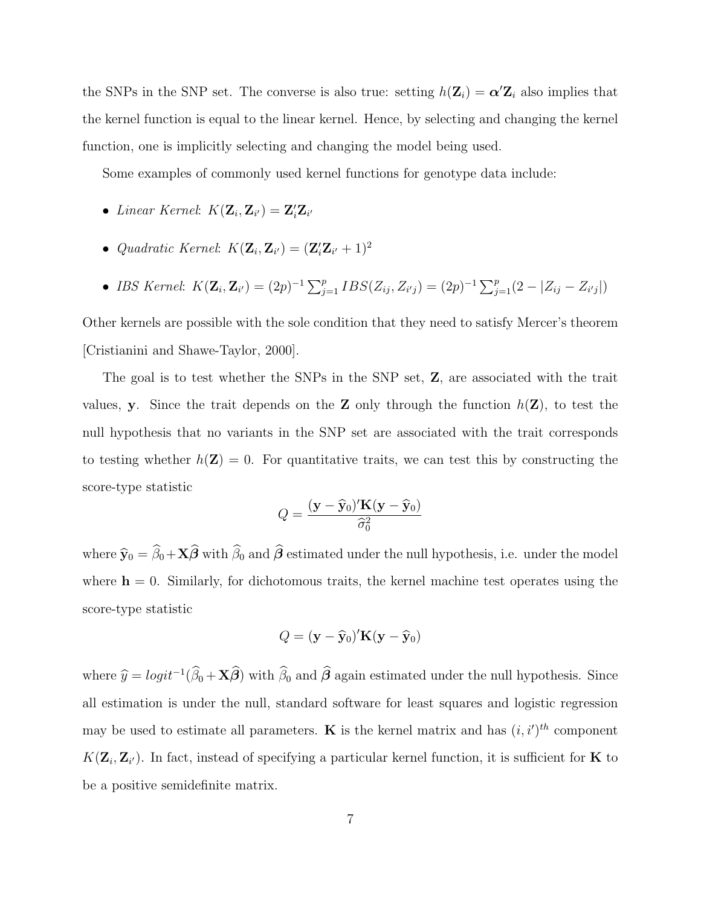the SNPs in the SNP set. The converse is also true: setting $h(\mathbf{Z}_i) = \boldsymbol{\alpha}'\mathbf{Z}_i$ also implies that the kernel function is equal to the linear kernel. Hence, by selecting and changing the kernel function, one is implicitly selecting and changing the model being used.

Some examples of commonly used kernel functions for genotype data include:

- *Linear Kernel*: $K(\mathbf{Z}_i, \mathbf{Z}_{i'}) = \mathbf{Z}_i'\mathbf{Z}_{i'}$
- *Quadratic Kernel*: $K(\mathbf{Z}_i, \mathbf{Z}_{i'}) = (\mathbf{Z}_i'\mathbf{Z}_{i'} + 1)^2$
- *IBS Kernel*: $K(\mathbf{Z}_i, \mathbf{Z}_{i'}) = (2p)^{-1}\sum_{j=1}^{p} IBS(Z_{ij}, Z_{i'j}) = (2p)^{-1}\sum_{j=1}^{p}(2 - |Z_{ij} - Z_{i'j}|)$

Other kernels are possible with the sole condition that they need to satisfy Mercer's theorem [Cristianini and Shawe-Taylor, 2000].

The goal is to test whether the SNPs in the SNP set, $\mathbf{Z}$, are associated with the trait values, $\mathbf{y}$. Since the trait depends on the $\mathbf{Z}$ only through the function $h(\mathbf{Z})$, to test the null hypothesis that no variants in the SNP set are associated with the trait corresponds to testing whether $h(\mathbf{Z}) = 0$. For quantitative traits, we can test this by constructing the score-type statistic

$$Q = \frac{(\mathbf{y} - \widehat{\mathbf{y}}_0)'\mathbf{K}(\mathbf{y} - \widehat{\mathbf{y}}_0)}{\widehat{\sigma}_0^2}$$

where $\widehat{\mathbf{y}}_0 = \widehat{\beta}_0 + \mathbf{X}\widehat{\boldsymbol{\beta}}$ with $\widehat{\beta}_0$ and $\widehat{\boldsymbol{\beta}}$ estimated under the null hypothesis, i.e. under the model where $\mathbf{h} = 0$. Similarly, for dichotomous traits, the kernel machine test operates using the score-type statistic

$$Q = (\mathbf{y} - \widehat{\mathbf{y}}_0)'\mathbf{K}(\mathbf{y} - \widehat{\mathbf{y}}_0)$$

where $\widehat{y} = logit^{-1}(\widehat{\beta}_0 + \mathbf{X}\widehat{\boldsymbol{\beta}})$ with $\widehat{\beta}_0$ and $\widehat{\boldsymbol{\beta}}$ again estimated under the null hypothesis. Since all estimation is under the null, standard software for least squares and logistic regression may be used to estimate all parameters. $\mathbf{K}$ is the kernel matrix and has $(i, i')^{th}$ component $K(\mathbf{Z}_i, \mathbf{Z}_{i'})$. In fact, instead of specifying a particular kernel function, it is sufficient for $\mathbf{K}$ to be a positive semidefinite matrix.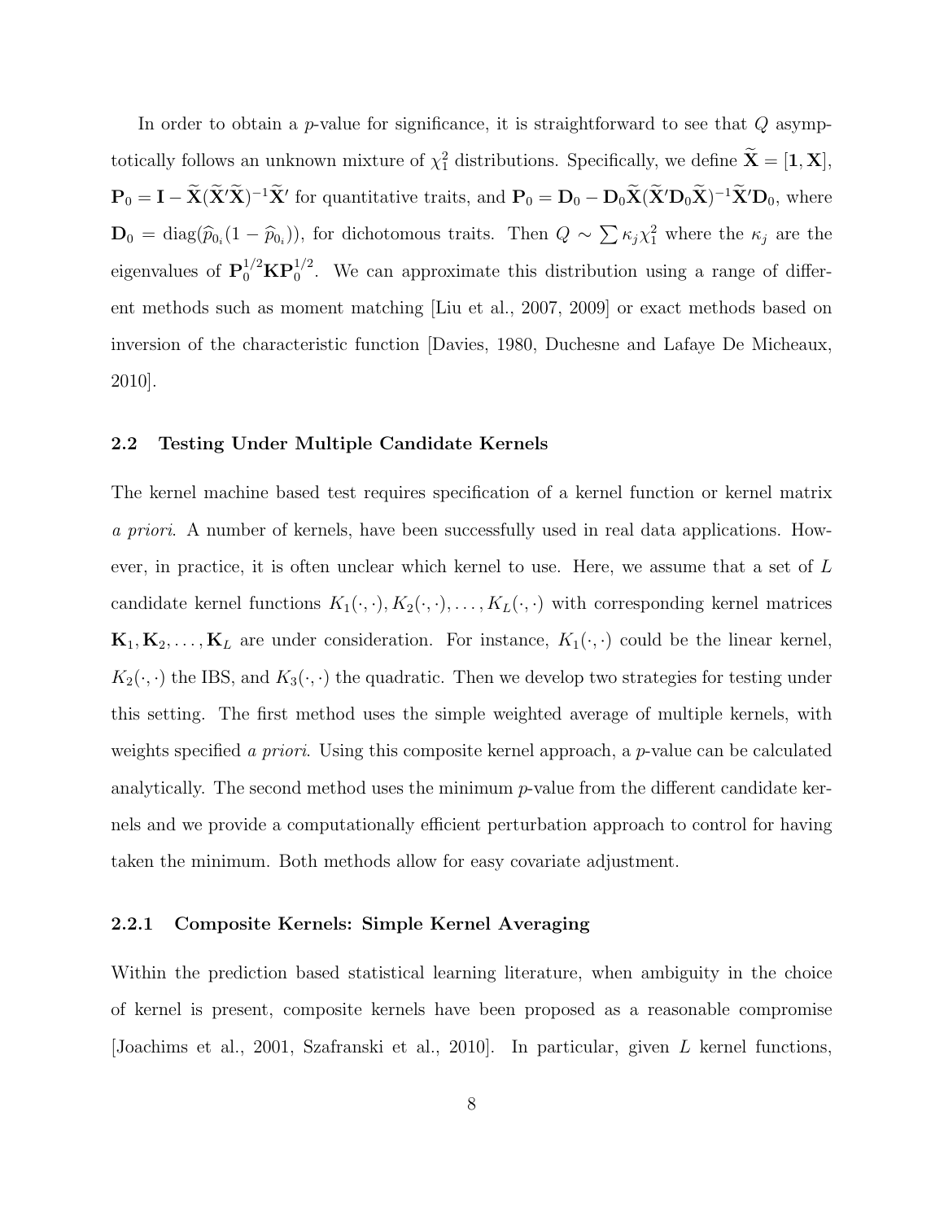In order to obtain a $p$-value for significance, it is straightforward to see that $Q$ asymptotically follows an unknown mixture of $\chi_1^2$ distributions. Specifically, we define $\widetilde{\mathbf{X}} = [\mathbf{1}, \mathbf{X}]$, $\mathbf{P}_0 = \mathbf{I} - \widetilde{\mathbf{X}}(\widetilde{\mathbf{X}}'\widetilde{\mathbf{X}})^{-1}\widetilde{\mathbf{X}}'$ for quantitative traits, and $\mathbf{P}_0 = \mathbf{D}_0 - \mathbf{D}_0\widetilde{\mathbf{X}}(\widetilde{\mathbf{X}}'\mathbf{D}_0\widetilde{\mathbf{X}})^{-1}\widetilde{\mathbf{X}}'\mathbf{D}_0$, where $\mathbf{D}_0 = \text{diag}(\widehat{p}_{0_i}(1 - \widehat{p}_{0_i}))$, for dichotomous traits. Then $Q \sim \sum \kappa_j \chi_1^2$ where the $\kappa_j$ are the eigenvalues of $\mathbf{P}_0^{1/2}\mathbf{K}\mathbf{P}_0^{1/2}$. We can approximate this distribution using a range of different methods such as moment matching [Liu et al., 2007, 2009] or exact methods based on inversion of the characteristic function [Davies, 1980, Duchesne and Lafaye De Micheaux, 2010].

### 2.2 Testing Under Multiple Candidate Kernels

The kernel machine based test requires specification of a kernel function or kernel matrix *a priori*. A number of kernels, have been successfully used in real data applications. However, in practice, it is often unclear which kernel to use. Here, we assume that a set of $L$ candidate kernel functions $K_1(\cdot,\cdot), K_2(\cdot,\cdot), \ldots, K_L(\cdot,\cdot)$ with corresponding kernel matrices $\mathbf{K}_1, \mathbf{K}_2, \ldots, \mathbf{K}_L$ are under consideration. For instance, $K_1(\cdot,\cdot)$ could be the linear kernel, $K_2(\cdot,\cdot)$ the IBS, and $K_3(\cdot,\cdot)$ the quadratic. Then we develop two strategies for testing under this setting. The first method uses the simple weighted average of multiple kernels, with weights specified *a priori*. Using this composite kernel approach, a $p$-value can be calculated analytically. The second method uses the minimum $p$-value from the different candidate kernels and we provide a computationally efficient perturbation approach to control for having taken the minimum. Both methods allow for easy covariate adjustment.

#### 2.2.1 Composite Kernels: Simple Kernel Averaging

Within the prediction based statistical learning literature, when ambiguity in the choice of kernel is present, composite kernels have been proposed as a reasonable compromise [Joachims et al., 2001, Szafranski et al., 2010]. In particular, given $L$ kernel functions,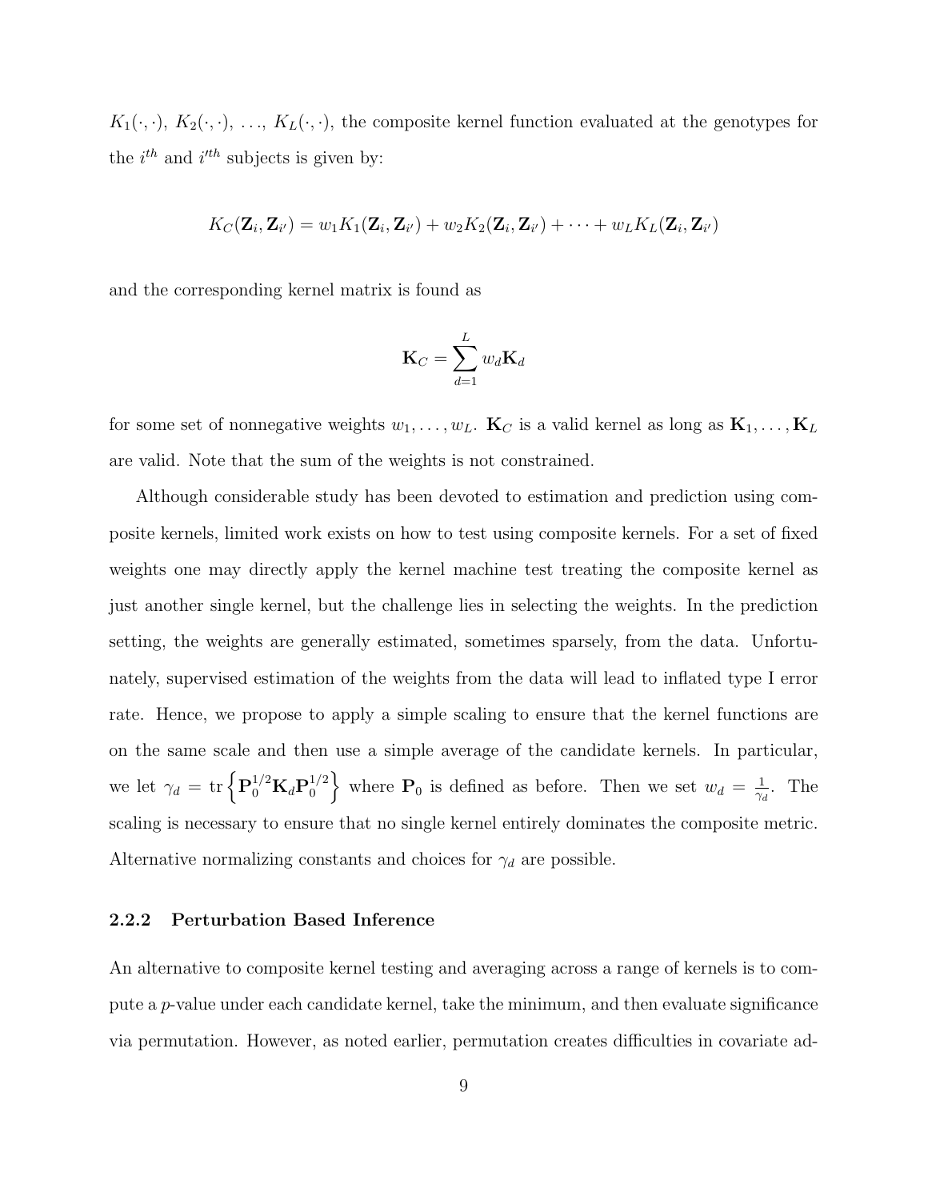$K_1(\cdot,\cdot)$, $K_2(\cdot,\cdot)$, ..., $K_L(\cdot,\cdot)$, the composite kernel function evaluated at the genotypes for the $i^{th}$ and $i'^{th}$ subjects is given by:

$$K_C(\mathbf{Z}_i, \mathbf{Z}_{i'}) = w_1 K_1(\mathbf{Z}_i, \mathbf{Z}_{i'}) + w_2 K_2(\mathbf{Z}_i, \mathbf{Z}_{i'}) + \cdots + w_L K_L(\mathbf{Z}_i, \mathbf{Z}_{i'})$$

and the corresponding kernel matrix is found as

$$\mathbf{K}_C = \sum_{d=1}^{L} w_d \mathbf{K}_d$$

for some set of nonnegative weights $w_1, \ldots, w_L$. $\mathbf{K}_C$ is a valid kernel as long as $\mathbf{K}_1, \ldots, \mathbf{K}_L$ are valid. Note that the sum of the weights is not constrained.

Although considerable study has been devoted to estimation and prediction using composite kernels, limited work exists on how to test using composite kernels. For a set of fixed weights one may directly apply the kernel machine test treating the composite kernel as just another single kernel, but the challenge lies in selecting the weights. In the prediction setting, the weights are generally estimated, sometimes sparsely, from the data. Unfortunately, supervised estimation of the weights from the data will lead to inflated type I error rate. Hence, we propose to apply a simple scaling to ensure that the kernel functions are on the same scale and then use a simple average of the candidate kernels. In particular, we let $\gamma_d = \text{tr}\left\{\mathbf{P}_0^{1/2}\mathbf{K}_d\mathbf{P}_0^{1/2}\right\}$ where $\mathbf{P}_0$ is defined as before. Then we set $w_d = \frac{1}{\gamma_d}$. The scaling is necessary to ensure that no single kernel entirely dominates the composite metric. Alternative normalizing constants and choices for $\gamma_d$ are possible.

### 2.2.2 Perturbation Based Inference

An alternative to composite kernel testing and averaging across a range of kernels is to compute a $p$-value under each candidate kernel, take the minimum, and then evaluate significance via permutation. However, as noted earlier, permutation creates difficulties in covariate ad-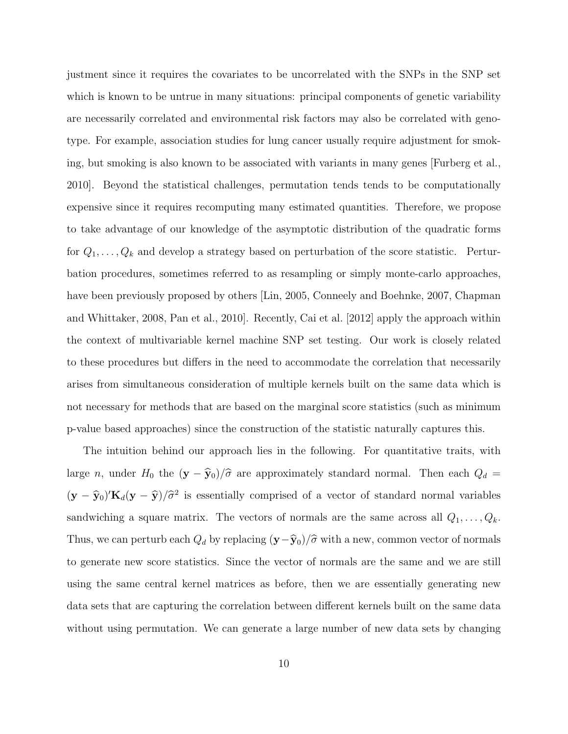justment since it requires the covariates to be uncorrelated with the SNPs in the SNP set which is known to be untrue in many situations: principal components of genetic variability are necessarily correlated and environmental risk factors may also be correlated with genotype. For example, association studies for lung cancer usually require adjustment for smoking, but smoking is also known to be associated with variants in many genes [Furberg et al., 2010]. Beyond the statistical challenges, permutation tends tends to be computationally expensive since it requires recomputing many estimated quantities. Therefore, we propose to take advantage of our knowledge of the asymptotic distribution of the quadratic forms for $Q_1, \ldots, Q_k$ and develop a strategy based on perturbation of the score statistic. Perturbation procedures, sometimes referred to as resampling or simply monte-carlo approaches, have been previously proposed by others [Lin, 2005, Conneely and Boehnke, 2007, Chapman and Whittaker, 2008, Pan et al., 2010]. Recently, Cai et al. [2012] apply the approach within the context of multivariable kernel machine SNP set testing. Our work is closely related to these procedures but differs in the need to accommodate the correlation that necessarily arises from simultaneous consideration of multiple kernels built on the same data which is not necessary for methods that are based on the marginal score statistics (such as minimum p-value based approaches) since the construction of the statistic naturally captures this.

The intuition behind our approach lies in the following. For quantitative traits, with large $n$, under $H_0$ the $(\mathbf{y} - \widehat{\mathbf{y}}_0)/\widehat{\sigma}$ are approximately standard normal. Then each $Q_d = (\mathbf{y} - \widehat{\mathbf{y}}_0)'\mathbf{K}_d(\mathbf{y} - \widehat{\mathbf{y}})/\widehat{\sigma}^2$ is essentially comprised of a vector of standard normal variables sandwiching a square matrix. The vectors of normals are the same across all $Q_1, \ldots, Q_k$. Thus, we can perturb each $Q_d$ by replacing $(\mathbf{y} - \widehat{\mathbf{y}}_0)/\widehat{\sigma}$ with a new, common vector of normals to generate new score statistics. Since the vector of normals are the same and we are still using the same central kernel matrices as before, then we are essentially generating new data sets that are capturing the correlation between different kernels built on the same data without using permutation. We can generate a large number of new data sets by changing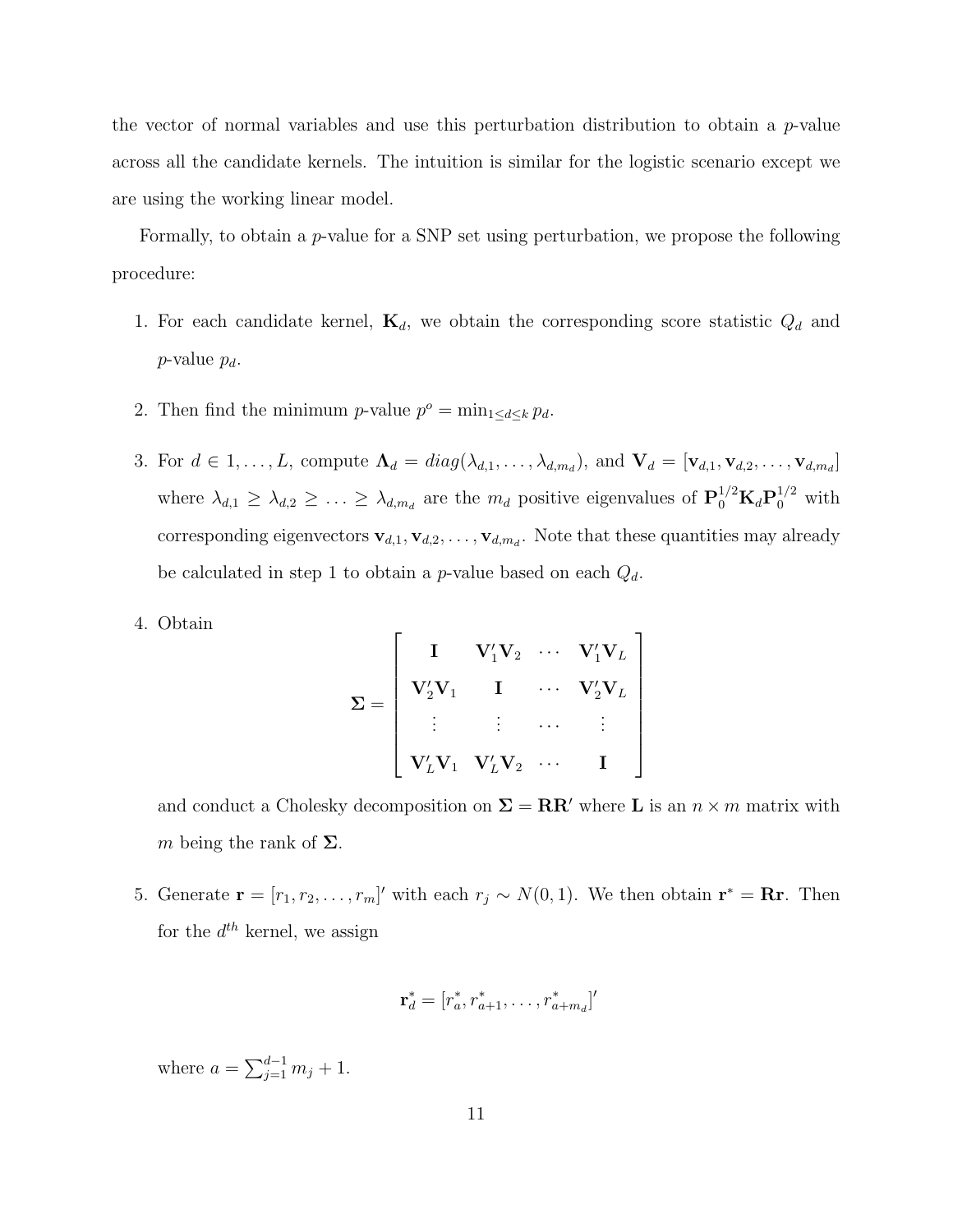the vector of normal variables and use this perturbation distribution to obtain a $p$-value across all the candidate kernels. The intuition is similar for the logistic scenario except we are using the working linear model.

Formally, to obtain a $p$-value for a SNP set using perturbation, we propose the following procedure:

1. For each candidate kernel, $\mathbf{K}_d$, we obtain the corresponding score statistic $Q_d$ and $p$-value $p_d$.

2. Then find the minimum $p$-value $p^o = \min_{1 \le d \le k} p_d$.

3. For $d \in 1, \ldots, L$, compute $\mathbf{\Lambda}_d = diag(\lambda_{d,1}, \ldots, \lambda_{d,m_d})$, and $\mathbf{V}_d = [\mathbf{v}_{d,1}, \mathbf{v}_{d,2}, \ldots, \mathbf{v}_{d,m_d}]$ where $\lambda_{d,1} \ge \lambda_{d,2} \ge \ldots \ge \lambda_{d,m_d}$ are the $m_d$ positive eigenvalues of $\mathbf{P}_0^{1/2}\mathbf{K}_d\mathbf{P}_0^{1/2}$ with corresponding eigenvectors $\mathbf{v}_{d,1}, \mathbf{v}_{d,2}, \ldots, \mathbf{v}_{d,m_d}$. Note that these quantities may already be calculated in step 1 to obtain a $p$-value based on each $Q_d$.

4. Obtain

$$\mathbf{\Sigma} = \begin{bmatrix} \mathbf{I} & \mathbf{V}_1'\mathbf{V}_2 & \cdots & \mathbf{V}_1'\mathbf{V}_L \\ \mathbf{V}_2'\mathbf{V}_1 & \mathbf{I} & \cdots & \mathbf{V}_2'\mathbf{V}_L \\ \vdots & \vdots & \cdots & \vdots \\ \mathbf{V}_L'\mathbf{V}_1 & \mathbf{V}_L'\mathbf{V}_2 & \cdots & \mathbf{I} \end{bmatrix}$$

   and conduct a Cholesky decomposition on $\mathbf{\Sigma} = \mathbf{R}\mathbf{R}'$ where $\mathbf{L}$ is an $n \times m$ matrix with $m$ being the rank of $\mathbf{\Sigma}$.

5. Generate $\mathbf{r} = [r_1, r_2, \ldots, r_m]'$ with each $r_j \sim N(0, 1)$. We then obtain $\mathbf{r}^* = \mathbf{R}\mathbf{r}$. Then for the $d^{th}$ kernel, we assign

$$\mathbf{r}_d^* = [r_a^*, r_{a+1}^*, \ldots, r_{a+m_d}^*]'$$

   where $a = \sum_{j=1}^{d-1} m_j + 1$.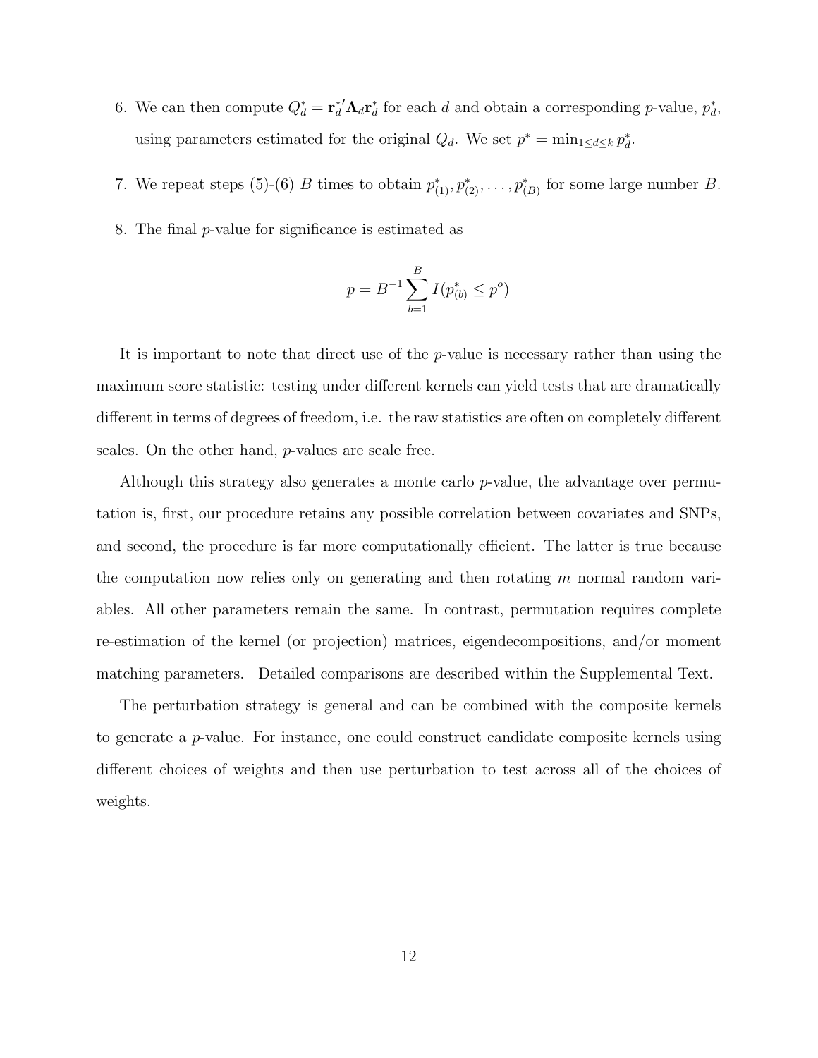6. We can then compute $Q_d^* = \mathbf{r}_d^{*\prime} \mathbf{\Lambda}_d \mathbf{r}_d^*$ for each $d$ and obtain a corresponding $p$-value, $p_d^*$, using parameters estimated for the original $Q_d$. We set $p^* = \min_{1 \leq d \leq k} p_d^*$.

7. We repeat steps (5)-(6) $B$ times to obtain $p_{(1)}^*, p_{(2)}^*, \ldots, p_{(B)}^*$ for some large number $B$.

8. The final $p$-value for significance is estimated as

$$p = B^{-1} \sum_{b=1}^{B} I(p_{(b)}^* \leq p^o)$$

It is important to note that direct use of the $p$-value is necessary rather than using the maximum score statistic: testing under different kernels can yield tests that are dramatically different in terms of degrees of freedom, i.e. the raw statistics are often on completely different scales. On the other hand, $p$-values are scale free.

Although this strategy also generates a monte carlo $p$-value, the advantage over permutation is, first, our procedure retains any possible correlation between covariates and SNPs, and second, the procedure is far more computationally efficient. The latter is true because the computation now relies only on generating and then rotating $m$ normal random variables. All other parameters remain the same. In contrast, permutation requires complete re-estimation of the kernel (or projection) matrices, eigendecompositions, and/or moment matching parameters. Detailed comparisons are described within the Supplemental Text.

The perturbation strategy is general and can be combined with the composite kernels to generate a $p$-value. For instance, one could construct candidate composite kernels using different choices of weights and then use perturbation to test across all of the choices of weights.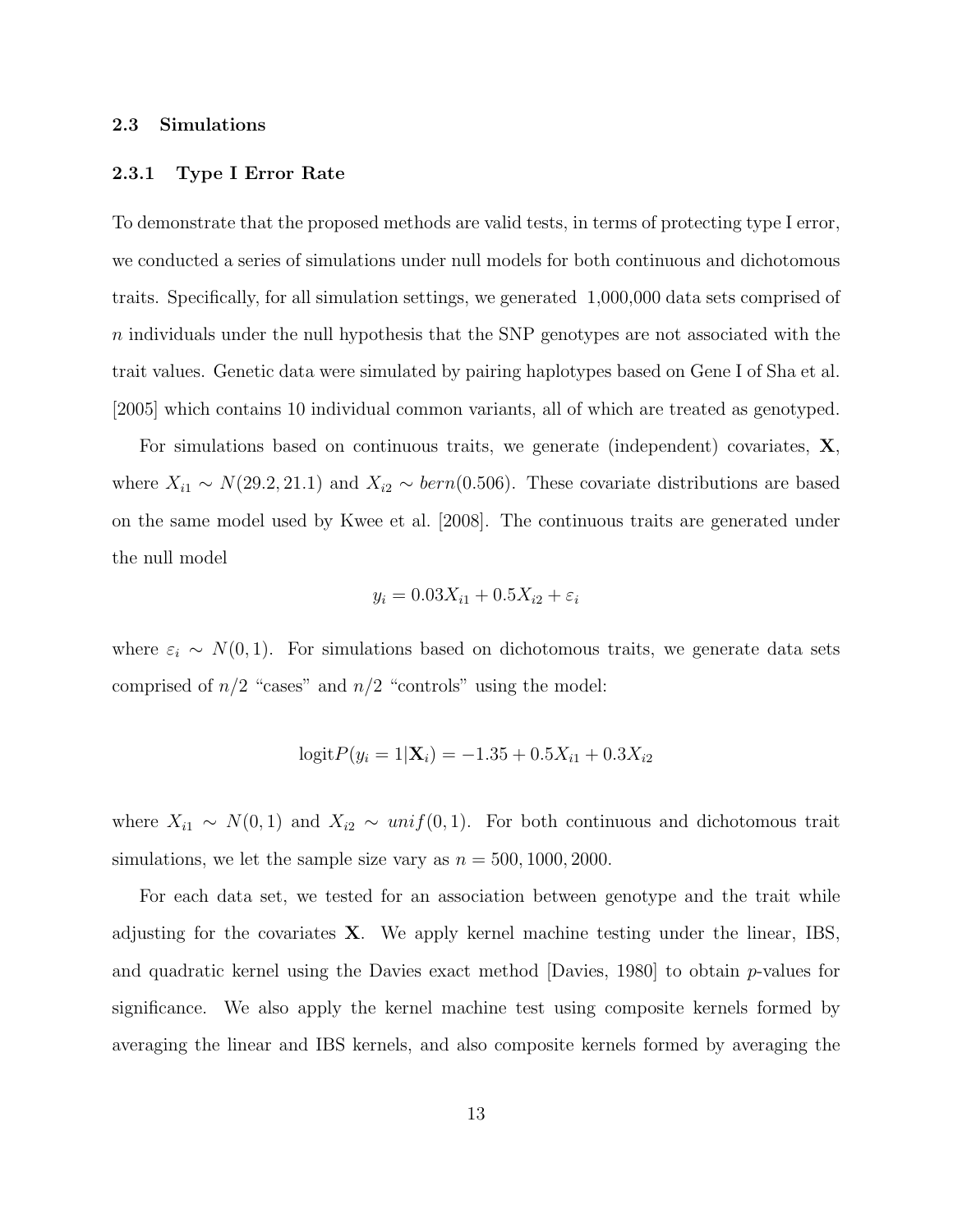### 2.3 Simulations

#### 2.3.1 Type I Error Rate

To demonstrate that the proposed methods are valid tests, in terms of protecting type I error, we conducted a series of simulations under null models for both continuous and dichotomous traits. Specifically, for all simulation settings, we generated 1,000,000 data sets comprised of $n$ individuals under the null hypothesis that the SNP genotypes are not associated with the trait values. Genetic data were simulated by pairing haplotypes based on Gene I of Sha et al. [2005] which contains 10 individual common variants, all of which are treated as genotyped.

For simulations based on continuous traits, we generate (independent) covariates, $\mathbf{X}$, where $X_{i1} \sim N(29.2, 21.1)$ and $X_{i2} \sim bern(0.506)$. These covariate distributions are based on the same model used by Kwee et al. [2008]. The continuous traits are generated under the null model

$$y_i = 0.03X_{i1} + 0.5X_{i2} + \varepsilon_i$$

where $\varepsilon_i \sim N(0, 1)$. For simulations based on dichotomous traits, we generate data sets comprised of $n/2$ "cases" and $n/2$ "controls" using the model:

$$\text{logit}P(y_i = 1|\mathbf{X}_i) = -1.35 + 0.5X_{i1} + 0.3X_{i2}$$

where $X_{i1} \sim N(0, 1)$ and $X_{i2} \sim unif(0, 1)$. For both continuous and dichotomous trait simulations, we let the sample size vary as $n = 500, 1000, 2000$.

For each data set, we tested for an association between genotype and the trait while adjusting for the covariates $\mathbf{X}$. We apply kernel machine testing under the linear, IBS, and quadratic kernel using the Davies exact method [Davies, 1980] to obtain $p$-values for significance. We also apply the kernel machine test using composite kernels formed by averaging the linear and IBS kernels, and also composite kernels formed by averaging the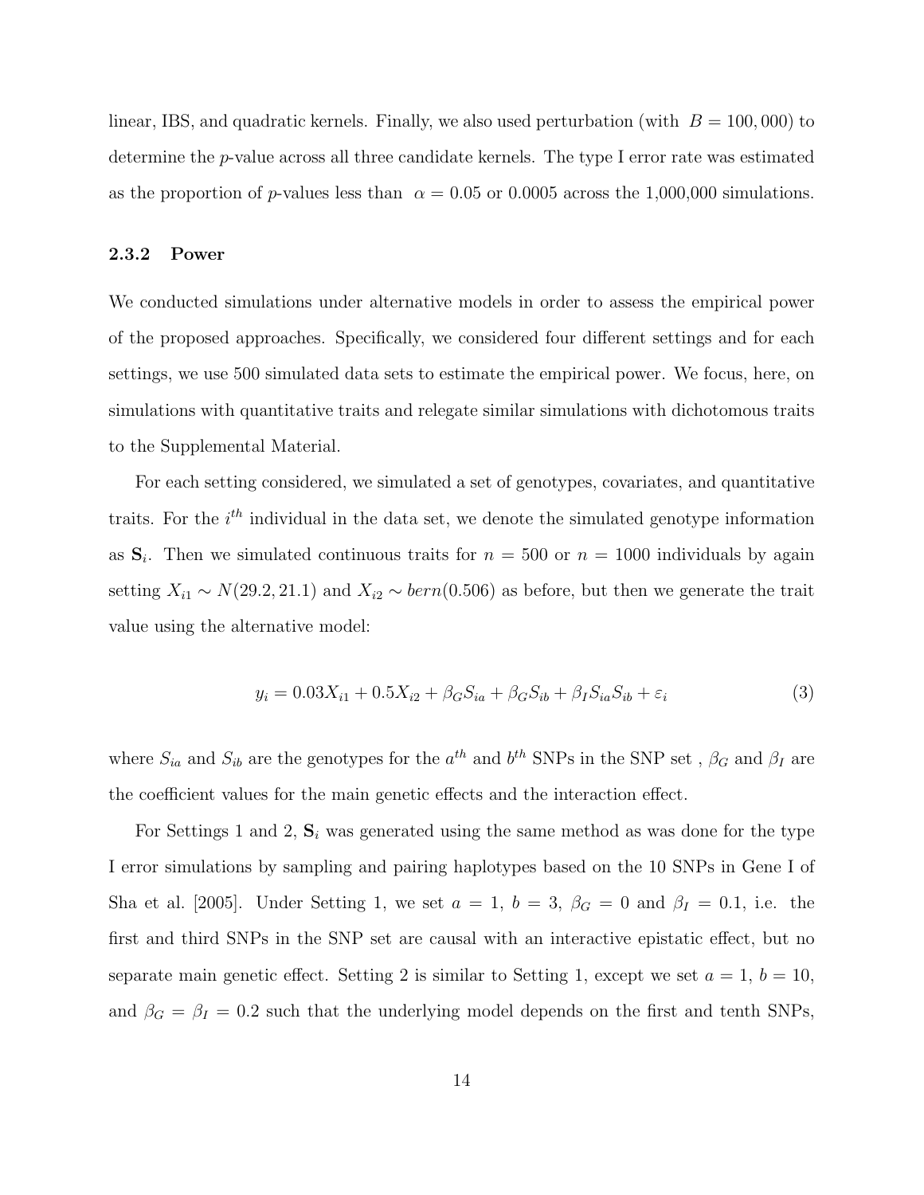linear, IBS, and quadratic kernels. Finally, we also used perturbation (with $B = 100,000$) to determine the $p$-value across all three candidate kernels. The type I error rate was estimated as the proportion of $p$-values less than $\alpha = 0.05$ or 0.0005 across the 1,000,000 simulations.

### 2.3.2 Power

We conducted simulations under alternative models in order to assess the empirical power of the proposed approaches. Specifically, we considered four different settings and for each settings, we use 500 simulated data sets to estimate the empirical power. We focus, here, on simulations with quantitative traits and relegate similar simulations with dichotomous traits to the Supplemental Material.

For each setting considered, we simulated a set of genotypes, covariates, and quantitative traits. For the $i^{th}$ individual in the data set, we denote the simulated genotype information as $\mathbf{S}_i$. Then we simulated continuous traits for $n = 500$ or $n = 1000$ individuals by again setting $X_{i1} \sim N(29.2, 21.1)$ and $X_{i2} \sim bern(0.506)$ as before, but then we generate the trait value using the alternative model:

$$y_i = 0.03X_{i1} + 0.5X_{i2} + \beta_G S_{ia} + \beta_G S_{ib} + \beta_I S_{ia} S_{ib} + \varepsilon_i \tag{3}$$

where $S_{ia}$ and $S_{ib}$ are the genotypes for the $a^{th}$ and $b^{th}$ SNPs in the SNP set , $\beta_G$ and $\beta_I$ are the coefficient values for the main genetic effects and the interaction effect.

For Settings 1 and 2, $\mathbf{S}_i$ was generated using the same method as was done for the type I error simulations by sampling and pairing haplotypes based on the 10 SNPs in Gene I of Sha et al. [2005]. Under Setting 1, we set $a = 1$, $b = 3$, $\beta_G = 0$ and $\beta_I = 0.1$, i.e. the first and third SNPs in the SNP set are causal with an interactive epistatic effect, but no separate main genetic effect. Setting 2 is similar to Setting 1, except we set $a = 1$, $b = 10$, and $\beta_G = \beta_I = 0.2$ such that the underlying model depends on the first and tenth SNPs,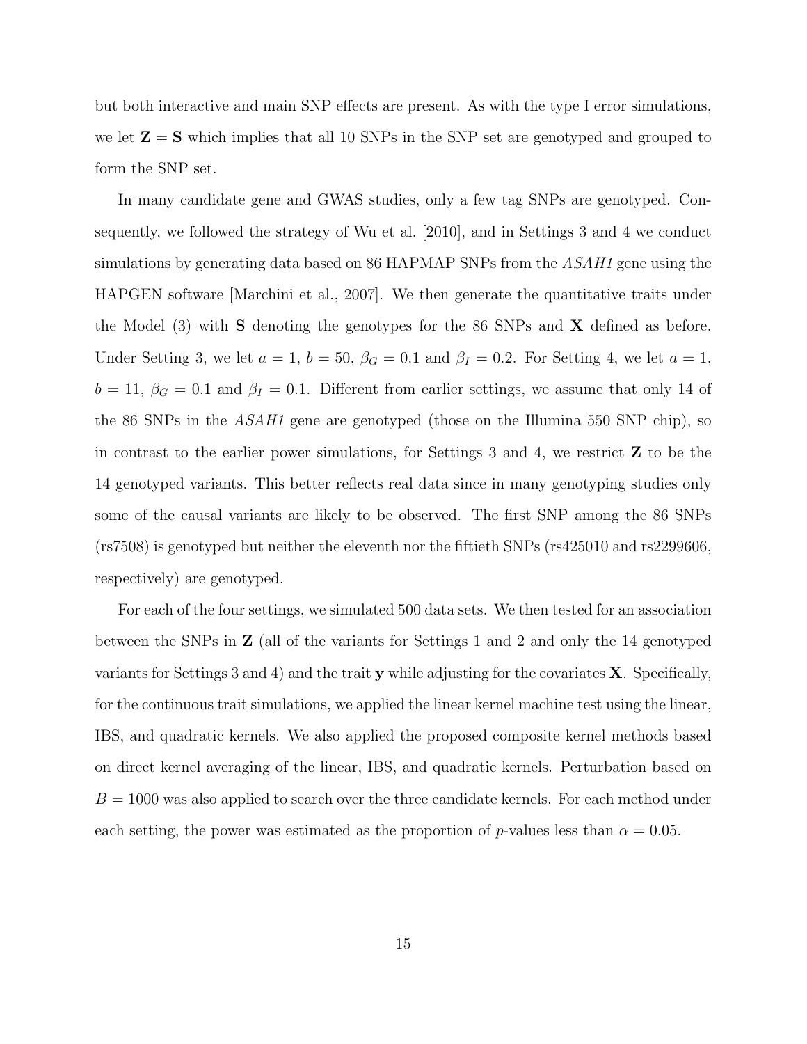but both interactive and main SNP effects are present. As with the type I error simulations, we let $\mathbf{Z} = \mathbf{S}$ which implies that all 10 SNPs in the SNP set are genotyped and grouped to form the SNP set.

In many candidate gene and GWAS studies, only a few tag SNPs are genotyped. Consequently, we followed the strategy of Wu et al. [2010], and in Settings 3 and 4 we conduct simulations by generating data based on 86 HAPMAP SNPs from the *ASAH1* gene using the HAPGEN software [Marchini et al., 2007]. We then generate the quantitative traits under the Model (3) with $\mathbf{S}$ denoting the genotypes for the 86 SNPs and $\mathbf{X}$ defined as before. Under Setting 3, we let $a = 1$, $b = 50$, $\beta_G = 0.1$ and $\beta_I = 0.2$. For Setting 4, we let $a = 1$, $b = 11$, $\beta_G = 0.1$ and $\beta_I = 0.1$. Different from earlier settings, we assume that only 14 of the 86 SNPs in the *ASAH1* gene are genotyped (those on the Illumina 550 SNP chip), so in contrast to the earlier power simulations, for Settings 3 and 4, we restrict $\mathbf{Z}$ to be the 14 genotyped variants. This better reflects real data since in many genotyping studies only some of the causal variants are likely to be observed. The first SNP among the 86 SNPs (rs7508) is genotyped but neither the eleventh nor the fiftieth SNPs (rs425010 and rs2299606, respectively) are genotyped.

For each of the four settings, we simulated 500 data sets. We then tested for an association between the SNPs in $\mathbf{Z}$ (all of the variants for Settings 1 and 2 and only the 14 genotyped variants for Settings 3 and 4) and the trait $\mathbf{y}$ while adjusting for the covariates $\mathbf{X}$. Specifically, for the continuous trait simulations, we applied the linear kernel machine test using the linear, IBS, and quadratic kernels. We also applied the proposed composite kernel methods based on direct kernel averaging of the linear, IBS, and quadratic kernels. Perturbation based on $B = 1000$ was also applied to search over the three candidate kernels. For each method under each setting, the power was estimated as the proportion of $p$-values less than $\alpha = 0.05$.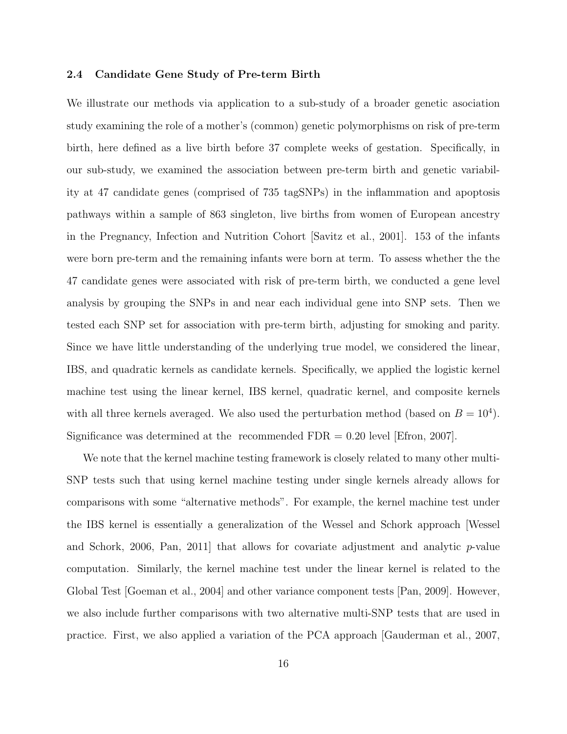### 2.4 Candidate Gene Study of Pre-term Birth

We illustrate our methods via application to a sub-study of a broader genetic asociation study examining the role of a mother's (common) genetic polymorphisms on risk of pre-term birth, here defined as a live birth before 37 complete weeks of gestation. Specifically, in our sub-study, we examined the association between pre-term birth and genetic variability at 47 candidate genes (comprised of 735 tagSNPs) in the inflammation and apoptosis pathways within a sample of 863 singleton, live births from women of European ancestry in the Pregnancy, Infection and Nutrition Cohort [Savitz et al., 2001]. 153 of the infants were born pre-term and the remaining infants were born at term. To assess whether the the 47 candidate genes were associated with risk of pre-term birth, we conducted a gene level analysis by grouping the SNPs in and near each individual gene into SNP sets. Then we tested each SNP set for association with pre-term birth, adjusting for smoking and parity. Since we have little understanding of the underlying true model, we considered the linear, IBS, and quadratic kernels as candidate kernels. Specifically, we applied the logistic kernel machine test using the linear kernel, IBS kernel, quadratic kernel, and composite kernels with all three kernels averaged. We also used the perturbation method (based on $B = 10^4$). Significance was determined at the recommended FDR = 0.20 level [Efron, 2007].

We note that the kernel machine testing framework is closely related to many other multi-SNP tests such that using kernel machine testing under single kernels already allows for comparisons with some "alternative methods". For example, the kernel machine test under the IBS kernel is essentially a generalization of the Wessel and Schork approach [Wessel and Schork, 2006, Pan, 2011] that allows for covariate adjustment and analytic $p$-value computation. Similarly, the kernel machine test under the linear kernel is related to the Global Test [Goeman et al., 2004] and other variance component tests [Pan, 2009]. However, we also include further comparisons with two alternative multi-SNP tests that are used in practice. First, we also applied a variation of the PCA approach [Gauderman et al., 2007,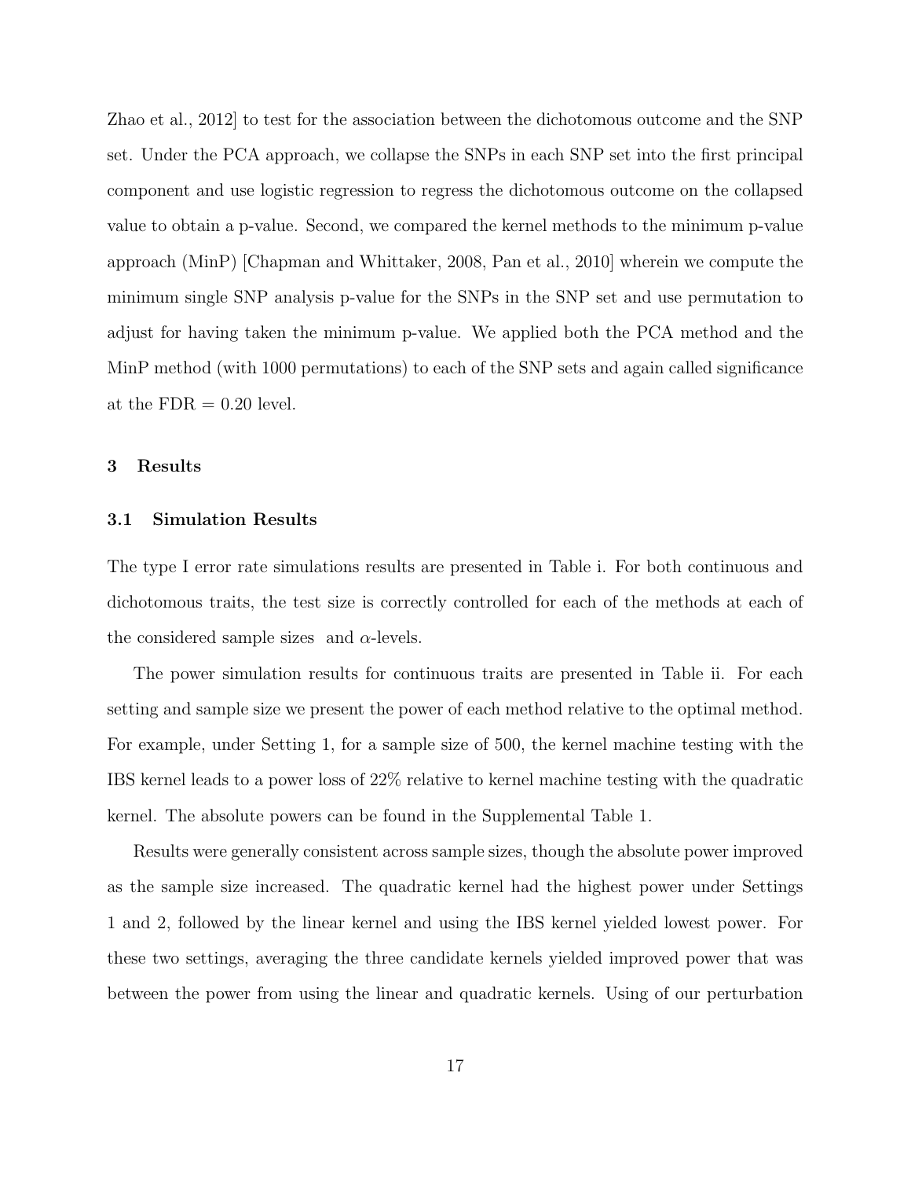Zhao et al., 2012] to test for the association between the dichotomous outcome and the SNP set. Under the PCA approach, we collapse the SNPs in each SNP set into the first principal component and use logistic regression to regress the dichotomous outcome on the collapsed value to obtain a p-value. Second, we compared the kernel methods to the minimum p-value approach (MinP) [Chapman and Whittaker, 2008, Pan et al., 2010] wherein we compute the minimum single SNP analysis p-value for the SNPs in the SNP set and use permutation to adjust for having taken the minimum p-value. We applied both the PCA method and the MinP method (with 1000 permutations) to each of the SNP sets and again called significance at the FDR = 0.20 level.

## 3 Results

### 3.1 Simulation Results

The type I error rate simulations results are presented in Table i. For both continuous and dichotomous traits, the test size is correctly controlled for each of the methods at each of the considered sample sizes and $\alpha$-levels.

The power simulation results for continuous traits are presented in Table ii. For each setting and sample size we present the power of each method relative to the optimal method. For example, under Setting 1, for a sample size of 500, the kernel machine testing with the IBS kernel leads to a power loss of 22% relative to kernel machine testing with the quadratic kernel. The absolute powers can be found in the Supplemental Table 1.

Results were generally consistent across sample sizes, though the absolute power improved as the sample size increased. The quadratic kernel had the highest power under Settings 1 and 2, followed by the linear kernel and using the IBS kernel yielded lowest power. For these two settings, averaging the three candidate kernels yielded improved power that was between the power from using the linear and quadratic kernels. Using of our perturbation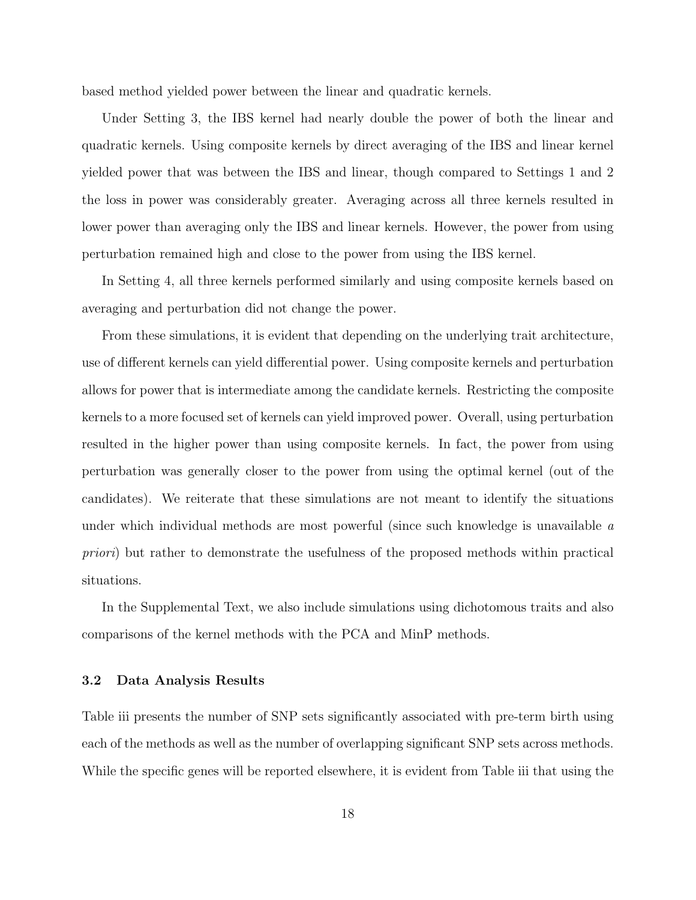based method yielded power between the linear and quadratic kernels.

Under Setting 3, the IBS kernel had nearly double the power of both the linear and quadratic kernels. Using composite kernels by direct averaging of the IBS and linear kernel yielded power that was between the IBS and linear, though compared to Settings 1 and 2 the loss in power was considerably greater. Averaging across all three kernels resulted in lower power than averaging only the IBS and linear kernels. However, the power from using perturbation remained high and close to the power from using the IBS kernel.

In Setting 4, all three kernels performed similarly and using composite kernels based on averaging and perturbation did not change the power.

From these simulations, it is evident that depending on the underlying trait architecture, use of different kernels can yield differential power. Using composite kernels and perturbation allows for power that is intermediate among the candidate kernels. Restricting the composite kernels to a more focused set of kernels can yield improved power. Overall, using perturbation resulted in the higher power than using composite kernels. In fact, the power from using perturbation was generally closer to the power from using the optimal kernel (out of the candidates). We reiterate that these simulations are not meant to identify the situations under which individual methods are most powerful (since such knowledge is unavailable *a priori*) but rather to demonstrate the usefulness of the proposed methods within practical situations.

In the Supplemental Text, we also include simulations using dichotomous traits and also comparisons of the kernel methods with the PCA and MinP methods.

### 3.2 Data Analysis Results

Table iii presents the number of SNP sets significantly associated with pre-term birth using each of the methods as well as the number of overlapping significant SNP sets across methods. While the specific genes will be reported elsewhere, it is evident from Table iii that using the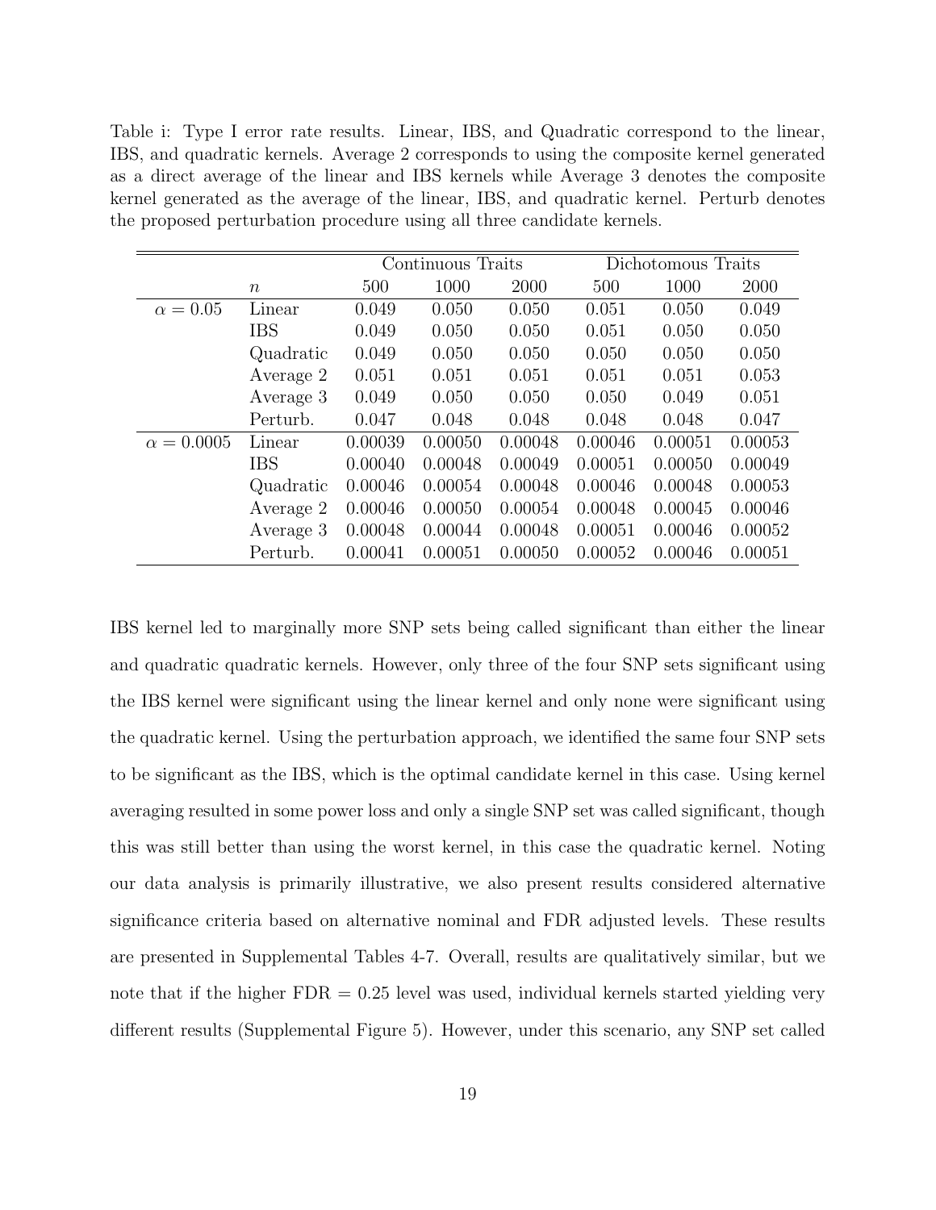Table i: Type I error rate results. Linear, IBS, and Quadratic correspond to the linear, IBS, and quadratic kernels. Average 2 corresponds to using the composite kernel generated as a direct average of the linear and IBS kernels while Average 3 denotes the composite kernel generated as the average of the linear, IBS, and quadratic kernel. Perturb denotes the proposed perturbation procedure using all three candidate kernels.

| | | Continuous Traits | | | Dichotomous Traits | | |
|---|---|---|---|---|---|---|---|
| | $n$ | 500 | 1000 | 2000 | 500 | 1000 | 2000 |
| $\alpha = 0.05$ | Linear | 0.049 | 0.050 | 0.050 | 0.051 | 0.050 | 0.049 |
| | IBS | 0.049 | 0.050 | 0.050 | 0.051 | 0.050 | 0.050 |
| | Quadratic | 0.049 | 0.050 | 0.050 | 0.050 | 0.050 | 0.050 |
| | Average 2 | 0.051 | 0.051 | 0.051 | 0.051 | 0.051 | 0.053 |
| | Average 3 | 0.049 | 0.050 | 0.050 | 0.050 | 0.049 | 0.051 |
| | Perturb. | 0.047 | 0.048 | 0.048 | 0.048 | 0.048 | 0.047 |
| $\alpha = 0.0005$ | Linear | 0.00039 | 0.00050 | 0.00048 | 0.00046 | 0.00051 | 0.00053 |
| | IBS | 0.00040 | 0.00048 | 0.00049 | 0.00051 | 0.00050 | 0.00049 |
| | Quadratic | 0.00046 | 0.00054 | 0.00048 | 0.00046 | 0.00048 | 0.00053 |
| | Average 2 | 0.00046 | 0.00050 | 0.00054 | 0.00048 | 0.00045 | 0.00046 |
| | Average 3 | 0.00048 | 0.00044 | 0.00048 | 0.00051 | 0.00046 | 0.00052 |
| | Perturb. | 0.00041 | 0.00051 | 0.00050 | 0.00052 | 0.00046 | 0.00051 |

IBS kernel led to marginally more SNP sets being called significant than either the linear and quadratic quadratic kernels. However, only three of the four SNP sets significant using the IBS kernel were significant using the linear kernel and only none were significant using the quadratic kernel. Using the perturbation approach, we identified the same four SNP sets to be significant as the IBS, which is the optimal candidate kernel in this case. Using kernel averaging resulted in some power loss and only a single SNP set was called significant, though this was still better than using the worst kernel, in this case the quadratic kernel. Noting our data analysis is primarily illustrative, we also present results considered alternative significance criteria based on alternative nominal and FDR adjusted levels. These results are presented in Supplemental Tables 4-7. Overall, results are qualitatively similar, but we note that if the higher FDR = 0.25 level was used, individual kernels started yielding very different results (Supplemental Figure 5). However, under this scenario, any SNP set called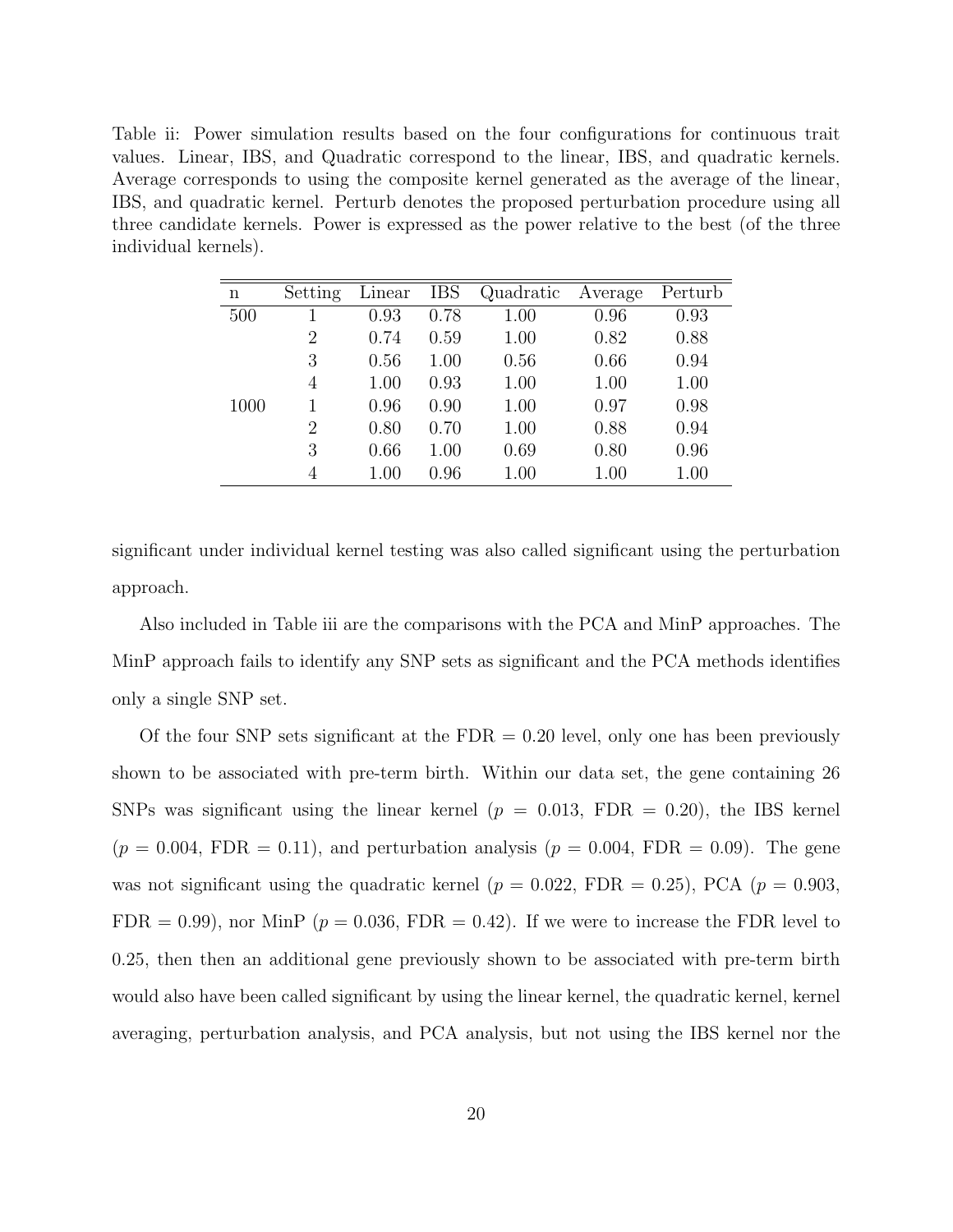Table ii: Power simulation results based on the four configurations for continuous trait values. Linear, IBS, and Quadratic correspond to the linear, IBS, and quadratic kernels. Average corresponds to using the composite kernel generated as the average of the linear, IBS, and quadratic kernel. Perturb denotes the proposed perturbation procedure using all three candidate kernels. Power is expressed as the power relative to the best (of the three individual kernels).

| n | Setting | Linear | IBS | Quadratic | Average | Perturb |
|---|---|---|---|---|---|---|
| 500 | 1 | 0.93 | 0.78 | 1.00 | 0.96 | 0.93 |
| | 2 | 0.74 | 0.59 | 1.00 | 0.82 | 0.88 |
| | 3 | 0.56 | 1.00 | 0.56 | 0.66 | 0.94 |
| | 4 | 1.00 | 0.93 | 1.00 | 1.00 | 1.00 |
| 1000 | 1 | 0.96 | 0.90 | 1.00 | 0.97 | 0.98 |
| | 2 | 0.80 | 0.70 | 1.00 | 0.88 | 0.94 |
| | 3 | 0.66 | 1.00 | 0.69 | 0.80 | 0.96 |
| | 4 | 1.00 | 0.96 | 1.00 | 1.00 | 1.00 |

significant under individual kernel testing was also called significant using the perturbation approach.

Also included in Table iii are the comparisons with the PCA and MinP approaches. The MinP approach fails to identify any SNP sets as significant and the PCA methods identifies only a single SNP set.

Of the four SNP sets significant at the FDR = 0.20 level, only one has been previously shown to be associated with pre-term birth. Within our data set, the gene containing 26 SNPs was significant using the linear kernel ($p$ = 0.013, FDR = 0.20), the IBS kernel ($p$ = 0.004, FDR = 0.11), and perturbation analysis ($p$ = 0.004, FDR = 0.09). The gene was not significant using the quadratic kernel ($p$ = 0.022, FDR = 0.25), PCA ($p$ = 0.903, FDR = 0.99), nor MinP ($p$ = 0.036, FDR = 0.42). If we were to increase the FDR level to 0.25, then then an additional gene previously shown to be associated with pre-term birth would also have been called significant by using the linear kernel, the quadratic kernel, kernel averaging, perturbation analysis, and PCA analysis, but not using the IBS kernel nor the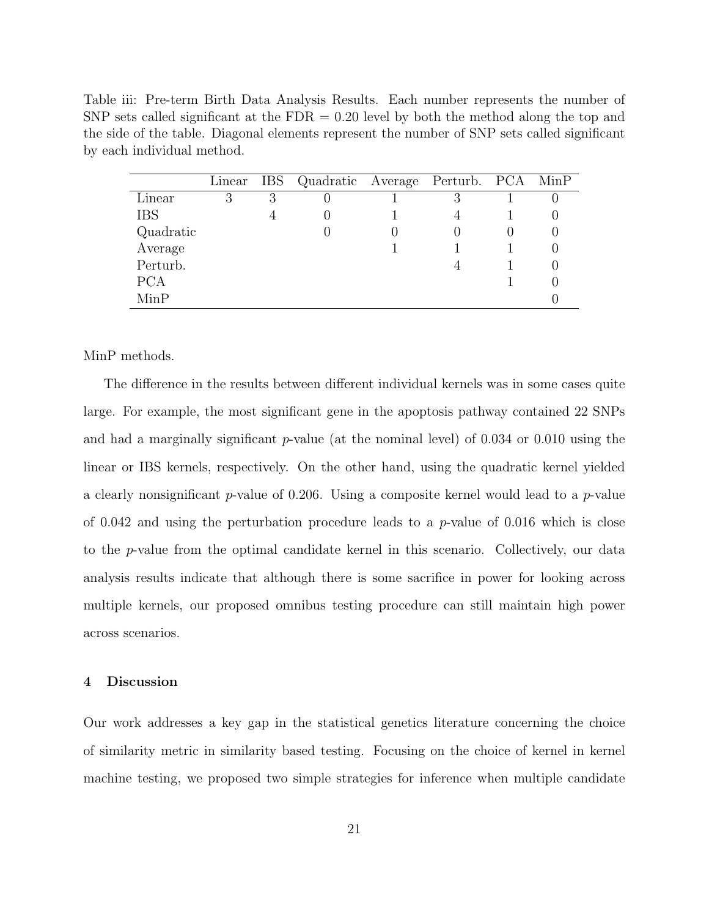Table iii: Pre-term Birth Data Analysis Results. Each number represents the number of SNP sets called significant at the FDR = 0.20 level by both the method along the top and the side of the table. Diagonal elements represent the number of SNP sets called significant by each individual method.

| | Linear | IBS | Quadratic | Average | Perturb. | PCA | MinP |
|---|---|---|---|---|---|---|---|
| Linear | 3 | 3 | 0 | 1 | 3 | 1 | 0 |
| IBS | | 4 | 0 | 1 | 4 | 1 | 0 |
| Quadratic | | | 0 | 0 | 0 | 0 | 0 |
| Average | | | | 1 | 1 | 1 | 0 |
| Perturb. | | | | | 4 | 1 | 0 |
| PCA | | | | | | 1 | 0 |
| MinP | | | | | | | 0 |

MinP methods.

The difference in the results between different individual kernels was in some cases quite large. For example, the most significant gene in the apoptosis pathway contained 22 SNPs and had a marginally significant $p$-value (at the nominal level) of 0.034 or 0.010 using the linear or IBS kernels, respectively. On the other hand, using the quadratic kernel yielded a clearly nonsignificant $p$-value of 0.206. Using a composite kernel would lead to a $p$-value of 0.042 and using the perturbation procedure leads to a $p$-value of 0.016 which is close to the $p$-value from the optimal candidate kernel in this scenario. Collectively, our data analysis results indicate that although there is some sacrifice in power for looking across multiple kernels, our proposed omnibus testing procedure can still maintain high power across scenarios.

## 4 Discussion

Our work addresses a key gap in the statistical genetics literature concerning the choice of similarity metric in similarity based testing. Focusing on the choice of kernel in kernel machine testing, we proposed two simple strategies for inference when multiple candidate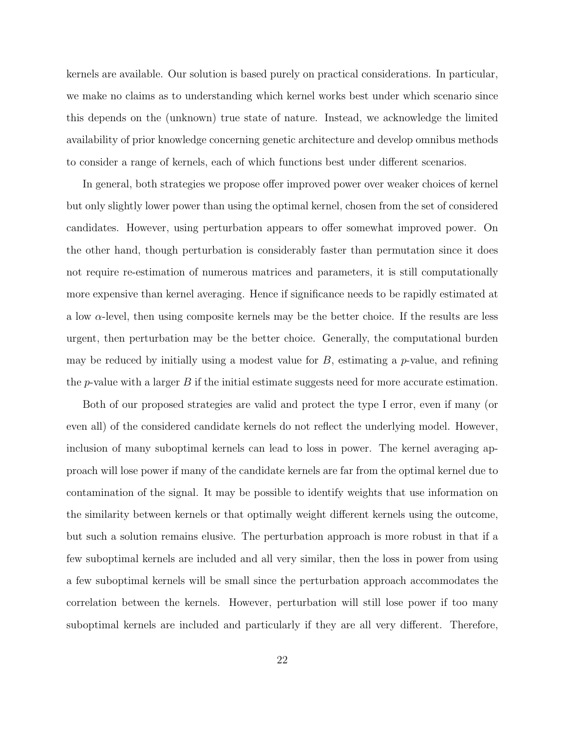kernels are available. Our solution is based purely on practical considerations. In particular, we make no claims as to understanding which kernel works best under which scenario since this depends on the (unknown) true state of nature. Instead, we acknowledge the limited availability of prior knowledge concerning genetic architecture and develop omnibus methods to consider a range of kernels, each of which functions best under different scenarios.

In general, both strategies we propose offer improved power over weaker choices of kernel but only slightly lower power than using the optimal kernel, chosen from the set of considered candidates. However, using perturbation appears to offer somewhat improved power. On the other hand, though perturbation is considerably faster than permutation since it does not require re-estimation of numerous matrices and parameters, it is still computationally more expensive than kernel averaging. Hence if significance needs to be rapidly estimated at a low $\alpha$-level, then using composite kernels may be the better choice. If the results are less urgent, then perturbation may be the better choice. Generally, the computational burden may be reduced by initially using a modest value for $B$, estimating a $p$-value, and refining the $p$-value with a larger $B$ if the initial estimate suggests need for more accurate estimation.

Both of our proposed strategies are valid and protect the type I error, even if many (or even all) of the considered candidate kernels do not reflect the underlying model. However, inclusion of many suboptimal kernels can lead to loss in power. The kernel averaging approach will lose power if many of the candidate kernels are far from the optimal kernel due to contamination of the signal. It may be possible to identify weights that use information on the similarity between kernels or that optimally weight different kernels using the outcome, but such a solution remains elusive. The perturbation approach is more robust in that if a few suboptimal kernels are included and all very similar, then the loss in power from using a few suboptimal kernels will be small since the perturbation approach accommodates the correlation between the kernels. However, perturbation will still lose power if too many suboptimal kernels are included and particularly if they are all very different. Therefore,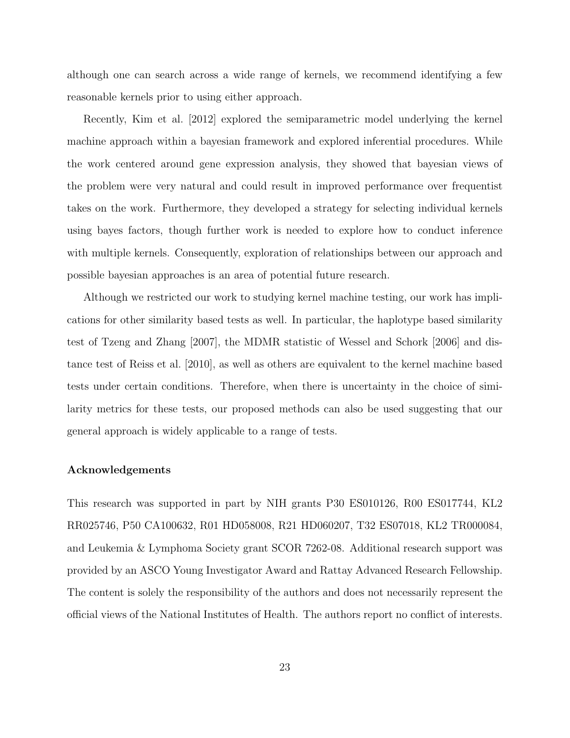although one can search across a wide range of kernels, we recommend identifying a few reasonable kernels prior to using either approach.

Recently, Kim et al. [2012] explored the semiparametric model underlying the kernel machine approach within a bayesian framework and explored inferential procedures. While the work centered around gene expression analysis, they showed that bayesian views of the problem were very natural and could result in improved performance over frequentist takes on the work. Furthermore, they developed a strategy for selecting individual kernels using bayes factors, though further work is needed to explore how to conduct inference with multiple kernels. Consequently, exploration of relationships between our approach and possible bayesian approaches is an area of potential future research.

Although we restricted our work to studying kernel machine testing, our work has implications for other similarity based tests as well. In particular, the haplotype based similarity test of Tzeng and Zhang [2007], the MDMR statistic of Wessel and Schork [2006] and distance test of Reiss et al. [2010], as well as others are equivalent to the kernel machine based tests under certain conditions. Therefore, when there is uncertainty in the choice of similarity metrics for these tests, our proposed methods can also be used suggesting that our general approach is widely applicable to a range of tests.

### Acknowledgements

This research was supported in part by NIH grants P30 ES010126, R00 ES017744, KL2 RR025746, P50 CA100632, R01 HD058008, R21 HD060207, T32 ES07018, KL2 TR000084, and Leukemia & Lymphoma Society grant SCOR 7262-08. Additional research support was provided by an ASCO Young Investigator Award and Rattay Advanced Research Fellowship. The content is solely the responsibility of the authors and does not necessarily represent the official views of the National Institutes of Health. The authors report no conflict of interests.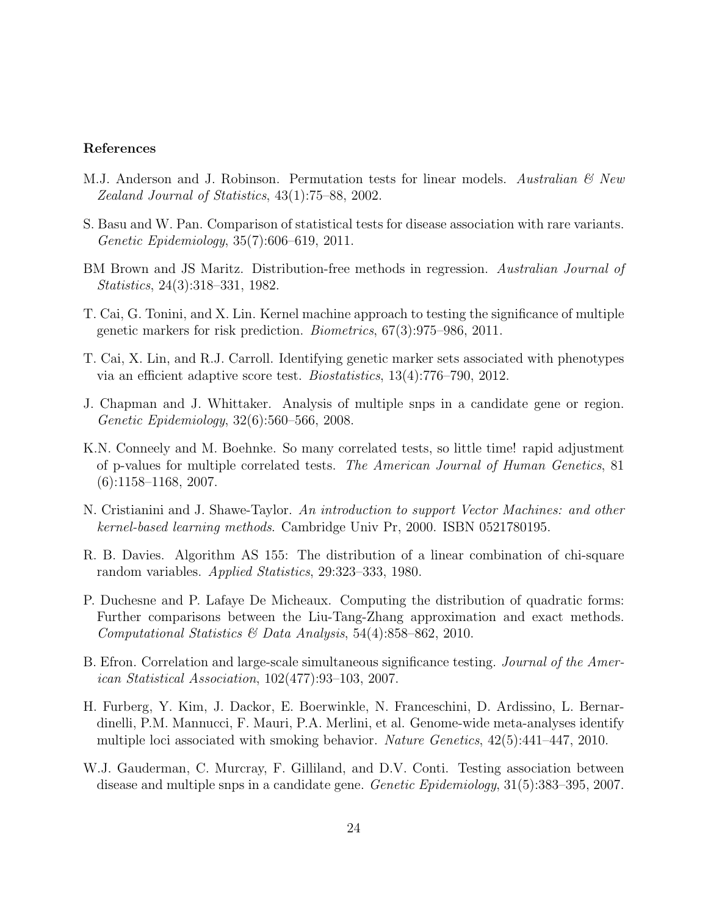### References

M.J. Anderson and J. Robinson. Permutation tests for linear models. *Australian & New Zealand Journal of Statistics*, 43(1):75–88, 2002.

S. Basu and W. Pan. Comparison of statistical tests for disease association with rare variants. *Genetic Epidemiology*, 35(7):606–619, 2011.

BM Brown and JS Maritz. Distribution-free methods in regression. *Australian Journal of Statistics*, 24(3):318–331, 1982.

T. Cai, G. Tonini, and X. Lin. Kernel machine approach to testing the significance of multiple genetic markers for risk prediction. *Biometrics*, 67(3):975–986, 2011.

T. Cai, X. Lin, and R.J. Carroll. Identifying genetic marker sets associated with phenotypes via an efficient adaptive score test. *Biostatistics*, 13(4):776–790, 2012.

J. Chapman and J. Whittaker. Analysis of multiple snps in a candidate gene or region. *Genetic Epidemiology*, 32(6):560–566, 2008.

K.N. Conneely and M. Boehnke. So many correlated tests, so little time! rapid adjustment of p-values for multiple correlated tests. *The American Journal of Human Genetics*, 81 (6):1158–1168, 2007.

N. Cristianini and J. Shawe-Taylor. *An introduction to support Vector Machines: and other kernel-based learning methods*. Cambridge Univ Pr, 2000. ISBN 0521780195.

R. B. Davies. Algorithm AS 155: The distribution of a linear combination of chi-square random variables. *Applied Statistics*, 29:323–333, 1980.

P. Duchesne and P. Lafaye De Micheaux. Computing the distribution of quadratic forms: Further comparisons between the Liu-Tang-Zhang approximation and exact methods. *Computational Statistics & Data Analysis*, 54(4):858–862, 2010.

B. Efron. Correlation and large-scale simultaneous significance testing. *Journal of the American Statistical Association*, 102(477):93–103, 2007.

H. Furberg, Y. Kim, J. Dackor, E. Boerwinkle, N. Franceschini, D. Ardissino, L. Bernardinelli, P.M. Mannucci, F. Mauri, P.A. Merlini, et al. Genome-wide meta-analyses identify multiple loci associated with smoking behavior. *Nature Genetics*, 42(5):441–447, 2010.

W.J. Gauderman, C. Murcray, F. Gilliland, and D.V. Conti. Testing association between disease and multiple snps in a candidate gene. *Genetic Epidemiology*, 31(5):383–395, 2007.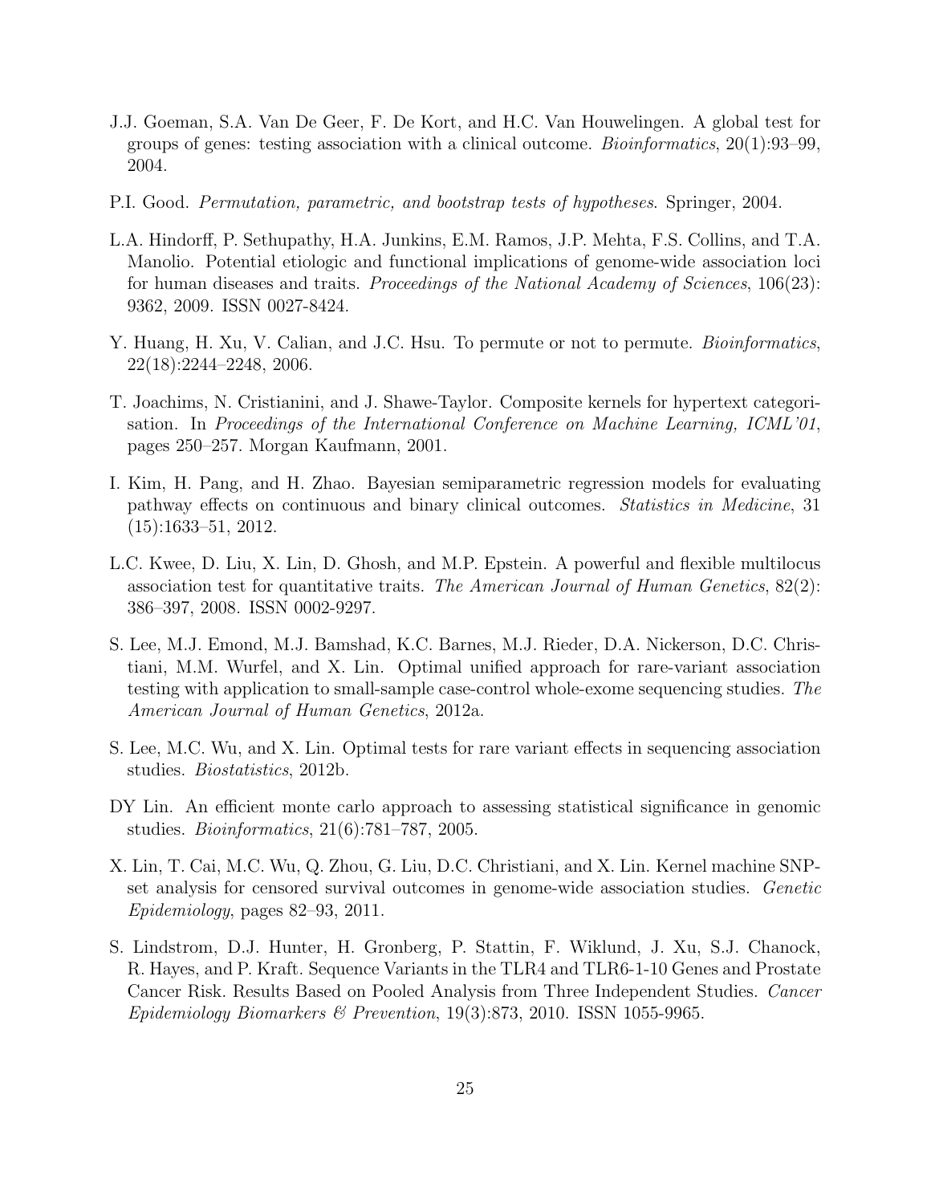J.J. Goeman, S.A. Van De Geer, F. De Kort, and H.C. Van Houwelingen. A global test for groups of genes: testing association with a clinical outcome. *Bioinformatics*, 20(1):93–99, 2004.

P.I. Good. *Permutation, parametric, and bootstrap tests of hypotheses*. Springer, 2004.

L.A. Hindorff, P. Sethupathy, H.A. Junkins, E.M. Ramos, J.P. Mehta, F.S. Collins, and T.A. Manolio. Potential etiologic and functional implications of genome-wide association loci for human diseases and traits. *Proceedings of the National Academy of Sciences*, 106(23): 9362, 2009. ISSN 0027-8424.

Y. Huang, H. Xu, V. Calian, and J.C. Hsu. To permute or not to permute. *Bioinformatics*, 22(18):2244–2248, 2006.

T. Joachims, N. Cristianini, and J. Shawe-Taylor. Composite kernels for hypertext categorisation. In *Proceedings of the International Conference on Machine Learning, ICML'01*, pages 250–257. Morgan Kaufmann, 2001.

I. Kim, H. Pang, and H. Zhao. Bayesian semiparametric regression models for evaluating pathway effects on continuous and binary clinical outcomes. *Statistics in Medicine*, 31 (15):1633–51, 2012.

L.C. Kwee, D. Liu, X. Lin, D. Ghosh, and M.P. Epstein. A powerful and flexible multilocus association test for quantitative traits. *The American Journal of Human Genetics*, 82(2): 386–397, 2008. ISSN 0002-9297.

S. Lee, M.J. Emond, M.J. Bamshad, K.C. Barnes, M.J. Rieder, D.A. Nickerson, D.C. Christiani, M.M. Wurfel, and X. Lin. Optimal unified approach for rare-variant association testing with application to small-sample case-control whole-exome sequencing studies. *The American Journal of Human Genetics*, 2012a.

S. Lee, M.C. Wu, and X. Lin. Optimal tests for rare variant effects in sequencing association studies. *Biostatistics*, 2012b.

DY Lin. An efficient monte carlo approach to assessing statistical significance in genomic studies. *Bioinformatics*, 21(6):781–787, 2005.

X. Lin, T. Cai, M.C. Wu, Q. Zhou, G. Liu, D.C. Christiani, and X. Lin. Kernel machine SNP-set analysis for censored survival outcomes in genome-wide association studies. *Genetic Epidemiology*, pages 82–93, 2011.

S. Lindstrom, D.J. Hunter, H. Gronberg, P. Stattin, F. Wiklund, J. Xu, S.J. Chanock, R. Hayes, and P. Kraft. Sequence Variants in the TLR4 and TLR6-1-10 Genes and Prostate Cancer Risk. Results Based on Pooled Analysis from Three Independent Studies. *Cancer Epidemiology Biomarkers & Prevention*, 19(3):873, 2010. ISSN 1055-9965.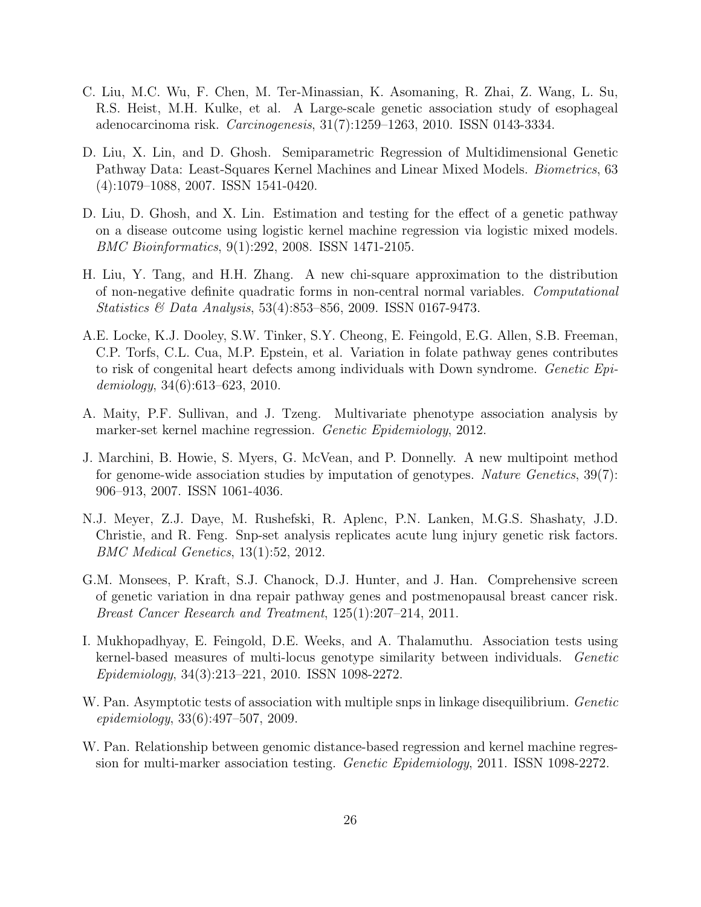C. Liu, M.C. Wu, F. Chen, M. Ter-Minassian, K. Asomaning, R. Zhai, Z. Wang, L. Su, R.S. Heist, M.H. Kulke, et al. A Large-scale genetic association study of esophageal adenocarcinoma risk. *Carcinogenesis*, 31(7):1259–1263, 2010. ISSN 0143-3334.

D. Liu, X. Lin, and D. Ghosh. Semiparametric Regression of Multidimensional Genetic Pathway Data: Least-Squares Kernel Machines and Linear Mixed Models. *Biometrics*, 63 (4):1079–1088, 2007. ISSN 1541-0420.

D. Liu, D. Ghosh, and X. Lin. Estimation and testing for the effect of a genetic pathway on a disease outcome using logistic kernel machine regression via logistic mixed models. *BMC Bioinformatics*, 9(1):292, 2008. ISSN 1471-2105.

H. Liu, Y. Tang, and H.H. Zhang. A new chi-square approximation to the distribution of non-negative definite quadratic forms in non-central normal variables. *Computational Statistics & Data Analysis*, 53(4):853–856, 2009. ISSN 0167-9473.

A.E. Locke, K.J. Dooley, S.W. Tinker, S.Y. Cheong, E. Feingold, E.G. Allen, S.B. Freeman, C.P. Torfs, C.L. Cua, M.P. Epstein, et al. Variation in folate pathway genes contributes to risk of congenital heart defects among individuals with Down syndrome. *Genetic Epidemiology*, 34(6):613–623, 2010.

A. Maity, P.F. Sullivan, and J. Tzeng. Multivariate phenotype association analysis by marker-set kernel machine regression. *Genetic Epidemiology*, 2012.

J. Marchini, B. Howie, S. Myers, G. McVean, and P. Donnelly. A new multipoint method for genome-wide association studies by imputation of genotypes. *Nature Genetics*, 39(7): 906–913, 2007. ISSN 1061-4036.

N.J. Meyer, Z.J. Daye, M. Rushefski, R. Aplenc, P.N. Lanken, M.G.S. Shashaty, J.D. Christie, and R. Feng. Snp-set analysis replicates acute lung injury genetic risk factors. *BMC Medical Genetics*, 13(1):52, 2012.

G.M. Monsees, P. Kraft, S.J. Chanock, D.J. Hunter, and J. Han. Comprehensive screen of genetic variation in dna repair pathway genes and postmenopausal breast cancer risk. *Breast Cancer Research and Treatment*, 125(1):207–214, 2011.

I. Mukhopadhyay, E. Feingold, D.E. Weeks, and A. Thalamuthu. Association tests using kernel-based measures of multi-locus genotype similarity between individuals. *Genetic Epidemiology*, 34(3):213–221, 2010. ISSN 1098-2272.

W. Pan. Asymptotic tests of association with multiple snps in linkage disequilibrium. *Genetic epidemiology*, 33(6):497–507, 2009.

W. Pan. Relationship between genomic distance-based regression and kernel machine regression for multi-marker association testing. *Genetic Epidemiology*, 2011. ISSN 1098-2272.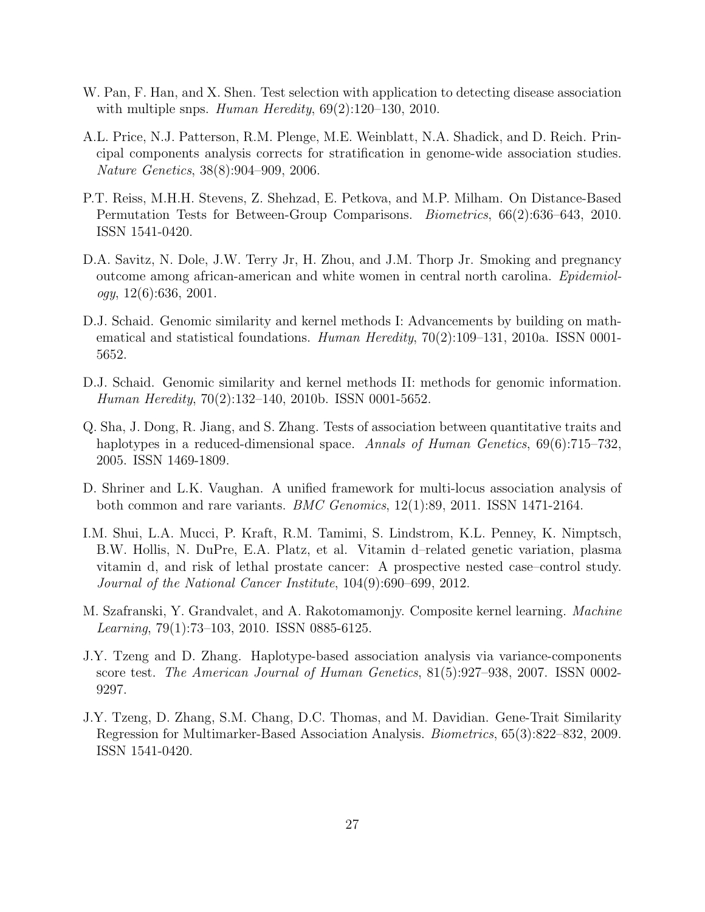W. Pan, F. Han, and X. Shen. Test selection with application to detecting disease association with multiple snps. *Human Heredity*, 69(2):120–130, 2010.

A.L. Price, N.J. Patterson, R.M. Plenge, M.E. Weinblatt, N.A. Shadick, and D. Reich. Principal components analysis corrects for stratification in genome-wide association studies. *Nature Genetics*, 38(8):904–909, 2006.

P.T. Reiss, M.H.H. Stevens, Z. Shehzad, E. Petkova, and M.P. Milham. On Distance-Based Permutation Tests for Between-Group Comparisons. *Biometrics*, 66(2):636–643, 2010. ISSN 1541-0420.

D.A. Savitz, N. Dole, J.W. Terry Jr, H. Zhou, and J.M. Thorp Jr. Smoking and pregnancy outcome among african-american and white women in central north carolina. *Epidemiology*, 12(6):636, 2001.

D.J. Schaid. Genomic similarity and kernel methods I: Advancements by building on mathematical and statistical foundations. *Human Heredity*, 70(2):109–131, 2010a. ISSN 0001-5652.

D.J. Schaid. Genomic similarity and kernel methods II: methods for genomic information. *Human Heredity*, 70(2):132–140, 2010b. ISSN 0001-5652.

Q. Sha, J. Dong, R. Jiang, and S. Zhang. Tests of association between quantitative traits and haplotypes in a reduced-dimensional space. *Annals of Human Genetics*, 69(6):715–732, 2005. ISSN 1469-1809.

D. Shriner and L.K. Vaughan. A unified framework for multi-locus association analysis of both common and rare variants. *BMC Genomics*, 12(1):89, 2011. ISSN 1471-2164.

I.M. Shui, L.A. Mucci, P. Kraft, R.M. Tamimi, S. Lindstrom, K.L. Penney, K. Nimptsch, B.W. Hollis, N. DuPre, E.A. Platz, et al. Vitamin d–related genetic variation, plasma vitamin d, and risk of lethal prostate cancer: A prospective nested case–control study. *Journal of the National Cancer Institute*, 104(9):690–699, 2012.

M. Szafranski, Y. Grandvalet, and A. Rakotomamonjy. Composite kernel learning. *Machine Learning*, 79(1):73–103, 2010. ISSN 0885-6125.

J.Y. Tzeng and D. Zhang. Haplotype-based association analysis via variance-components score test. *The American Journal of Human Genetics*, 81(5):927–938, 2007. ISSN 0002-9297.

J.Y. Tzeng, D. Zhang, S.M. Chang, D.C. Thomas, and M. Davidian. Gene-Trait Similarity Regression for Multimarker-Based Association Analysis. *Biometrics*, 65(3):822–832, 2009. ISSN 1541-0420.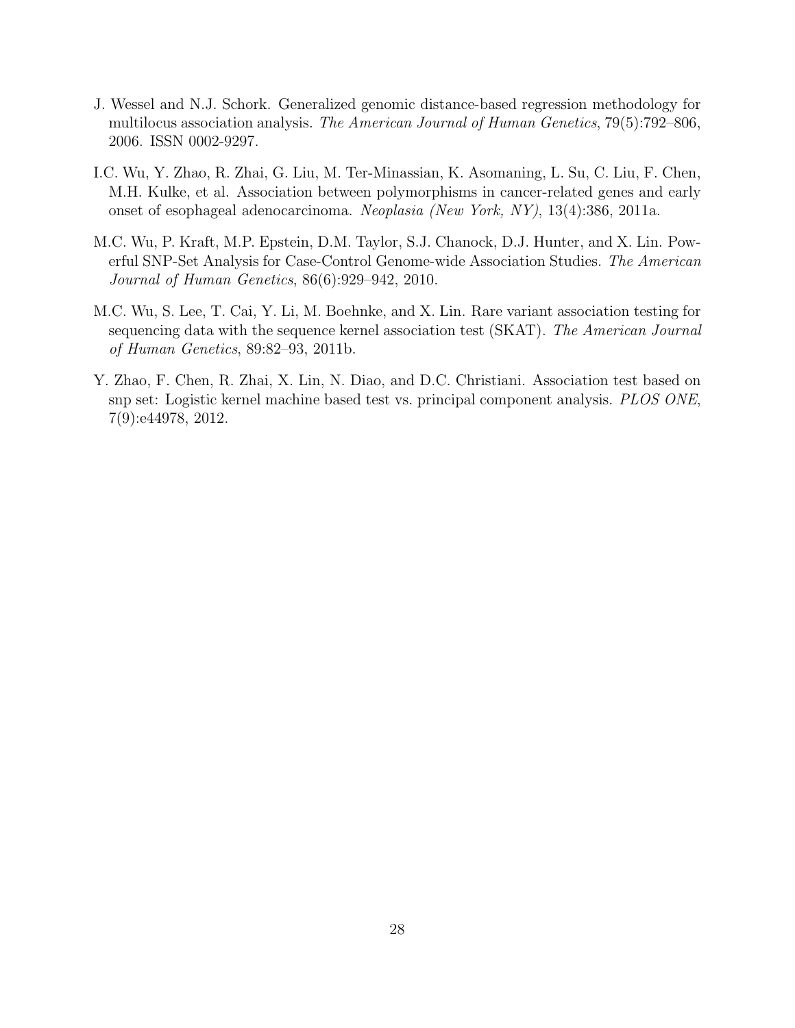J. Wessel and N.J. Schork. Generalized genomic distance-based regression methodology for multilocus association analysis. *The American Journal of Human Genetics*, 79(5):792–806, 2006. ISSN 0002-9297.

I.C. Wu, Y. Zhao, R. Zhai, G. Liu, M. Ter-Minassian, K. Asomaning, L. Su, C. Liu, F. Chen, M.H. Kulke, et al. Association between polymorphisms in cancer-related genes and early onset of esophageal adenocarcinoma. *Neoplasia (New York, NY)*, 13(4):386, 2011a.

M.C. Wu, P. Kraft, M.P. Epstein, D.M. Taylor, S.J. Chanock, D.J. Hunter, and X. Lin. Powerful SNP-Set Analysis for Case-Control Genome-wide Association Studies. *The American Journal of Human Genetics*, 86(6):929–942, 2010.

M.C. Wu, S. Lee, T. Cai, Y. Li, M. Boehnke, and X. Lin. Rare variant association testing for sequencing data with the sequence kernel association test (SKAT). *The American Journal of Human Genetics*, 89:82–93, 2011b.

Y. Zhao, F. Chen, R. Zhai, X. Lin, N. Diao, and D.C. Christiani. Association test based on snp set: Logistic kernel machine based test vs. principal component analysis. *PLOS ONE*, 7(9):e44978, 2012.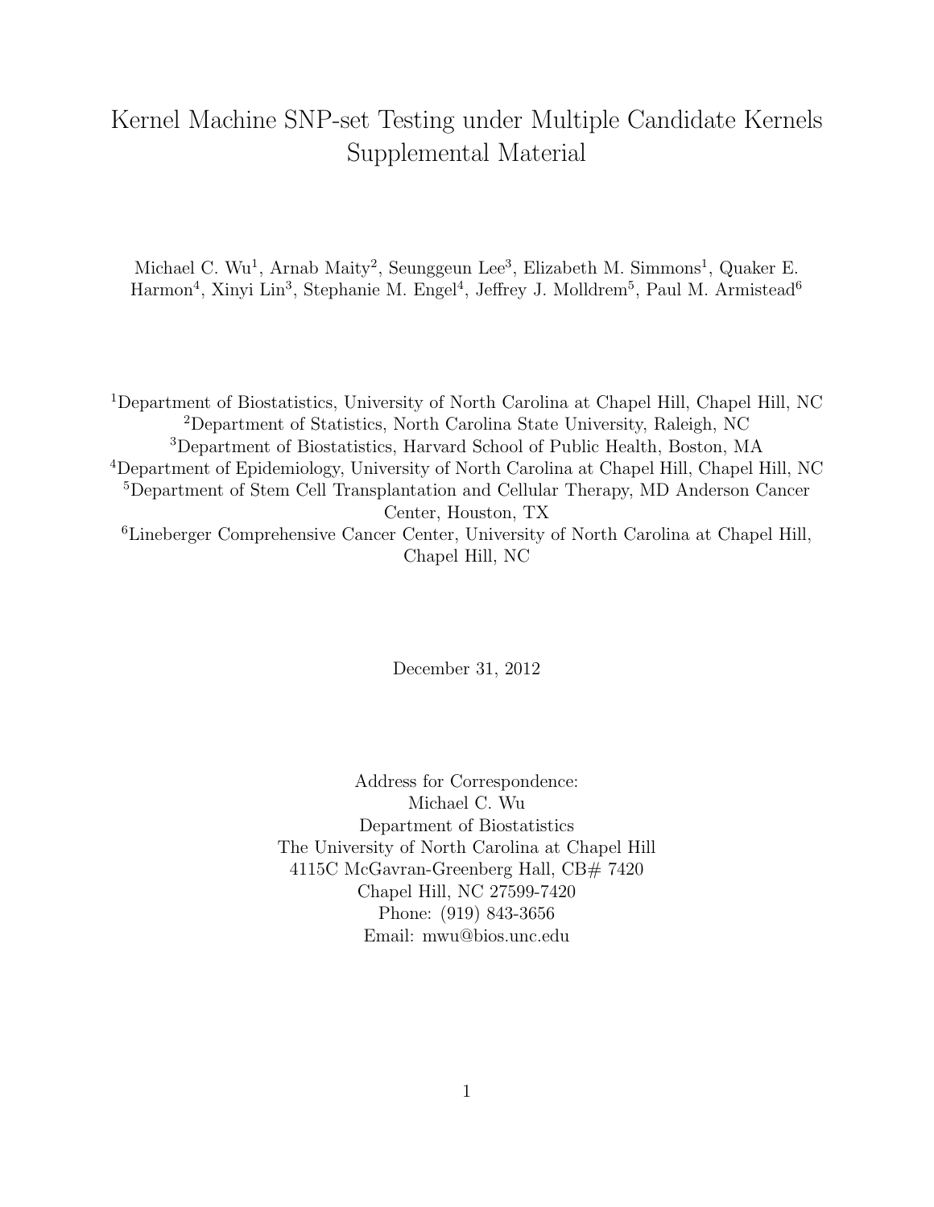# Kernel Machine SNP-set Testing under Multiple Candidate Kernels Supplemental Material

Michael C. Wu[1], Arnab Maity[2], Seunggeun Lee[3], Elizabeth M. Simmons[1], Quaker E. Harmon[4], Xinyi Lin[3], Stephanie M. Engel[4], Jeffrey J. Molldrem[5], Paul M. Armistead[6]

[1]Department of Biostatistics, University of North Carolina at Chapel Hill, Chapel Hill, NC
[2]Department of Statistics, North Carolina State University, Raleigh, NC
[3]Department of Biostatistics, Harvard School of Public Health, Boston, MA
[4]Department of Epidemiology, University of North Carolina at Chapel Hill, Chapel Hill, NC
[5]Department of Stem Cell Transplantation and Cellular Therapy, MD Anderson Cancer Center, Houston, TX
[6]Lineberger Comprehensive Cancer Center, University of North Carolina at Chapel Hill, Chapel Hill, NC

December 31, 2012

Address for Correspondence:
Michael C. Wu
Department of Biostatistics
The University of North Carolina at Chapel Hill
4115C McGavran-Greenberg Hall, CB# 7420
Chapel Hill, NC 27599-7420
Phone: (919) 843-3656
Email: mwu@bios.unc.edu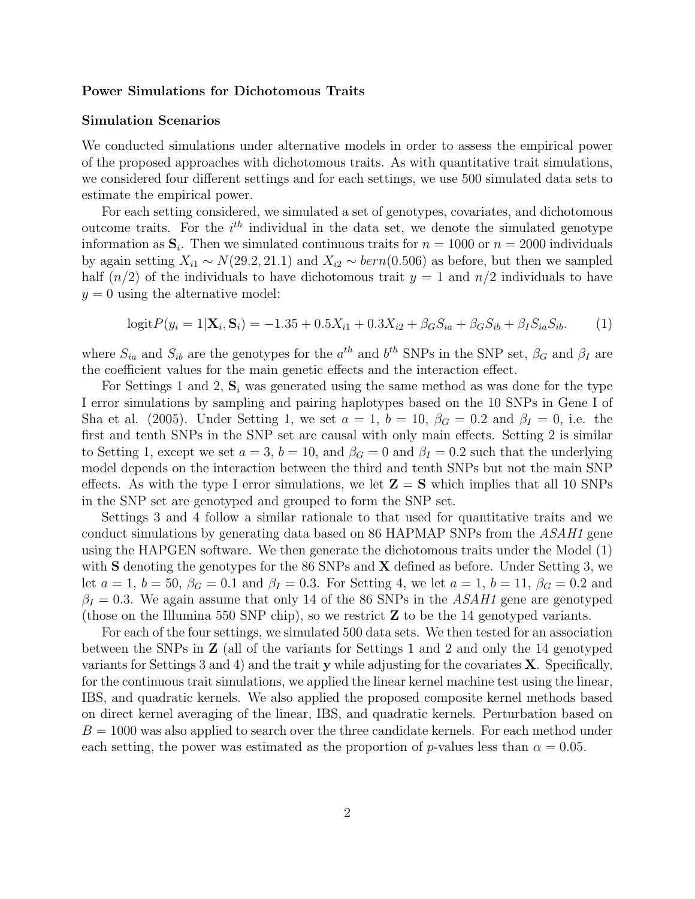### Power Simulations for Dichotomous Traits

### Simulation Scenarios

We conducted simulations under alternative models in order to assess the empirical power of the proposed approaches with dichotomous traits. As with quantitative trait simulations, we considered four different settings and for each settings, we use 500 simulated data sets to estimate the empirical power.

For each setting considered, we simulated a set of genotypes, covariates, and dichotomous outcome traits. For the $i^{th}$ individual in the data set, we denote the simulated genotype information as $\mathbf{S}_i$. Then we simulated continuous traits for $n = 1000$ or $n = 2000$ individuals by again setting $X_{i1} \sim N(29.2, 21.1)$ and $X_{i2} \sim bern(0.506)$ as before, but then we sampled half $(n/2)$ of the individuals to have dichotomous trait $y = 1$ and $n/2$ individuals to have $y = 0$ using the alternative model:

$$\text{logit}P(y_i = 1|\mathbf{X}_i, \mathbf{S}_i) = -1.35 + 0.5X_{i1} + 0.3X_{i2} + \beta_G S_{ia} + \beta_G S_{ib} + \beta_I S_{ia} S_{ib}. \qquad (1)$$

where $S_{ia}$ and $S_{ib}$ are the genotypes for the $a^{th}$ and $b^{th}$ SNPs in the SNP set, $\beta_G$ and $\beta_I$ are the coefficient values for the main genetic effects and the interaction effect.

For Settings 1 and 2, $\mathbf{S}_i$ was generated using the same method as was done for the type I error simulations by sampling and pairing haplotypes based on the 10 SNPs in Gene I of Sha et al. (2005). Under Setting 1, we set $a = 1$, $b = 10$, $\beta_G = 0.2$ and $\beta_I = 0$, i.e. the first and tenth SNPs in the SNP set are causal with only main effects. Setting 2 is similar to Setting 1, except we set $a = 3$, $b = 10$, and $\beta_G = 0$ and $\beta_I = 0.2$ such that the underlying model depends on the interaction between the third and tenth SNPs but not the main SNP effects. As with the type I error simulations, we let $\mathbf{Z} = \mathbf{S}$ which implies that all 10 SNPs in the SNP set are genotyped and grouped to form the SNP set.

Settings 3 and 4 follow a similar rationale to that used for quantitative traits and we conduct simulations by generating data based on 86 HAPMAP SNPs from the *ASAH1* gene using the HAPGEN software. We then generate the dichotomous traits under the Model (1) with $\mathbf{S}$ denoting the genotypes for the 86 SNPs and $\mathbf{X}$ defined as before. Under Setting 3, we let $a = 1$, $b = 50$, $\beta_G = 0.1$ and $\beta_I = 0.3$. For Setting 4, we let $a = 1$, $b = 11$, $\beta_G = 0.2$ and $\beta_I = 0.3$. We again assume that only 14 of the 86 SNPs in the *ASAH1* gene are genotyped (those on the Illumina 550 SNP chip), so we restrict $\mathbf{Z}$ to be the 14 genotyped variants.

For each of the four settings, we simulated 500 data sets. We then tested for an association between the SNPs in $\mathbf{Z}$ (all of the variants for Settings 1 and 2 and only the 14 genotyped variants for Settings 3 and 4) and the trait $\mathbf{y}$ while adjusting for the covariates $\mathbf{X}$. Specifically, for the continuous trait simulations, we applied the linear kernel machine test using the linear, IBS, and quadratic kernels. We also applied the proposed composite kernel methods based on direct kernel averaging of the linear, IBS, and quadratic kernels. Perturbation based on $B = 1000$ was also applied to search over the three candidate kernels. For each method under each setting, the power was estimated as the proportion of $p$-values less than $\alpha = 0.05$.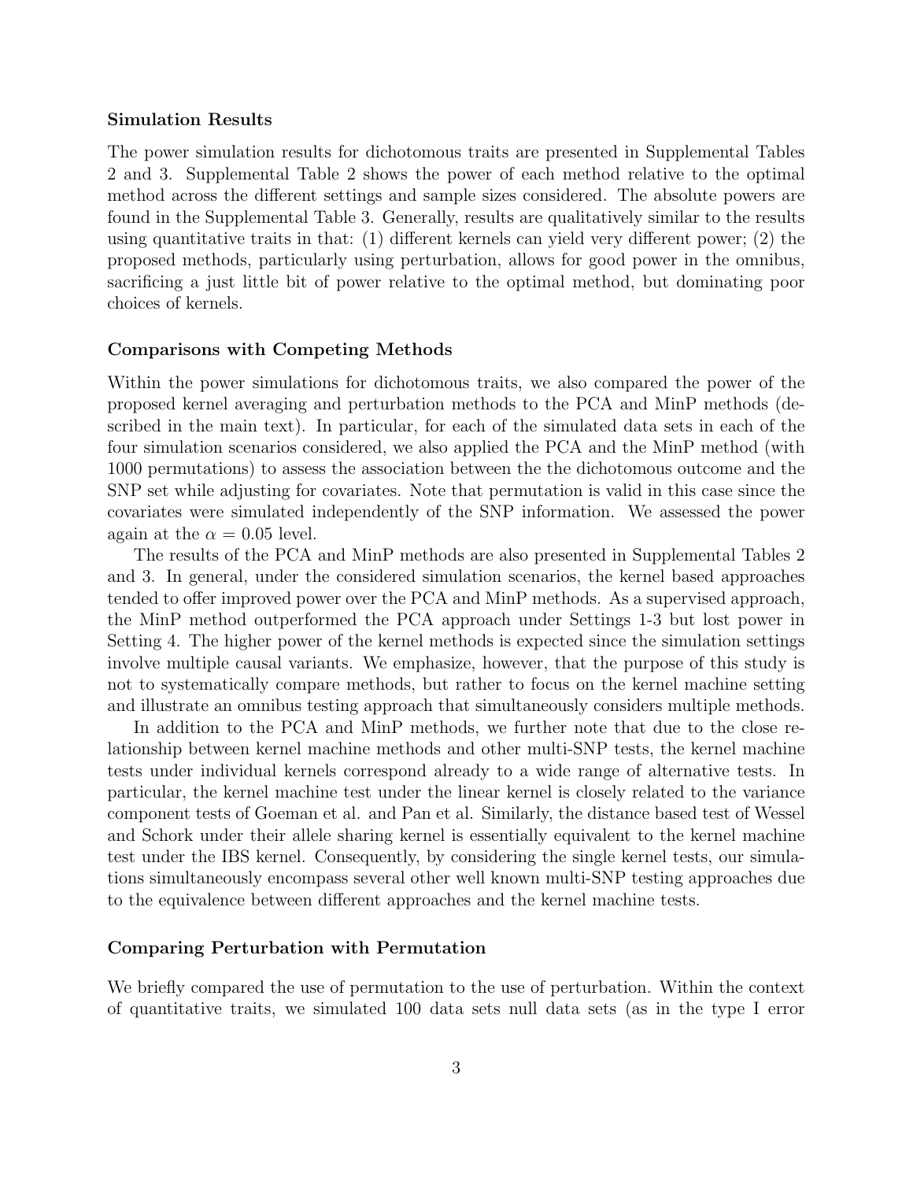### Simulation Results

The power simulation results for dichotomous traits are presented in Supplemental Tables 2 and 3. Supplemental Table 2 shows the power of each method relative to the optimal method across the different settings and sample sizes considered. The absolute powers are found in the Supplemental Table 3. Generally, results are qualitatively similar to the results using quantitative traits in that: (1) different kernels can yield very different power; (2) the proposed methods, particularly using perturbation, allows for good power in the omnibus, sacrificing a just little bit of power relative to the optimal method, but dominating poor choices of kernels.

### Comparisons with Competing Methods

Within the power simulations for dichotomous traits, we also compared the power of the proposed kernel averaging and perturbation methods to the PCA and MinP methods (described in the main text). In particular, for each of the simulated data sets in each of the four simulation scenarios considered, we also applied the PCA and the MinP method (with 1000 permutations) to assess the association between the the dichotomous outcome and the SNP set while adjusting for covariates. Note that permutation is valid in this case since the covariates were simulated independently of the SNP information. We assessed the power again at the $\alpha = 0.05$ level.

The results of the PCA and MinP methods are also presented in Supplemental Tables 2 and 3. In general, under the considered simulation scenarios, the kernel based approaches tended to offer improved power over the PCA and MinP methods. As a supervised approach, the MinP method outperformed the PCA approach under Settings 1-3 but lost power in Setting 4. The higher power of the kernel methods is expected since the simulation settings involve multiple causal variants. We emphasize, however, that the purpose of this study is not to systematically compare methods, but rather to focus on the kernel machine setting and illustrate an omnibus testing approach that simultaneously considers multiple methods.

In addition to the PCA and MinP methods, we further note that due to the close relationship between kernel machine methods and other multi-SNP tests, the kernel machine tests under individual kernels correspond already to a wide range of alternative tests. In particular, the kernel machine test under the linear kernel is closely related to the variance component tests of Goeman et al. and Pan et al. Similarly, the distance based test of Wessel and Schork under their allele sharing kernel is essentially equivalent to the kernel machine test under the IBS kernel. Consequently, by considering the single kernel tests, our simulations simultaneously encompass several other well known multi-SNP testing approaches due to the equivalence between different approaches and the kernel machine tests.

### Comparing Perturbation with Permutation

We briefly compared the use of permutation to the use of perturbation. Within the context of quantitative traits, we simulated 100 data sets null data sets (as in the type I error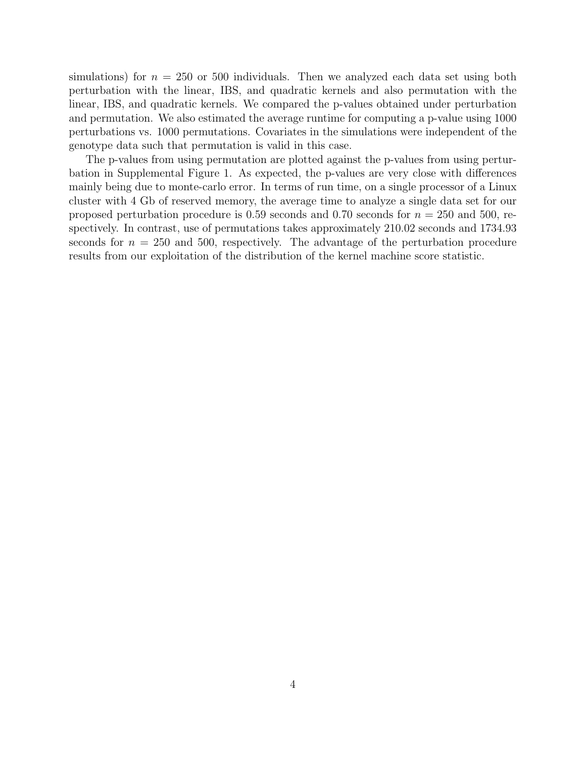simulations) for $n = 250$ or 500 individuals. Then we analyzed each data set using both perturbation with the linear, IBS, and quadratic kernels and also permutation with the linear, IBS, and quadratic kernels. We compared the p-values obtained under perturbation and permutation. We also estimated the average runtime for computing a p-value using 1000 perturbations vs. 1000 permutations. Covariates in the simulations were independent of the genotype data such that permutation is valid in this case.

The p-values from using permutation are plotted against the p-values from using perturbation in Supplemental Figure 1. As expected, the p-values are very close with differences mainly being due to monte-carlo error. In terms of run time, on a single processor of a Linux cluster with 4 Gb of reserved memory, the average time to analyze a single data set for our proposed perturbation procedure is 0.59 seconds and 0.70 seconds for $n = 250$ and 500, respectively. In contrast, use of permutations takes approximately 210.02 seconds and 1734.93 seconds for $n = 250$ and 500, respectively. The advantage of the perturbation procedure results from our exploitation of the distribution of the kernel machine score statistic.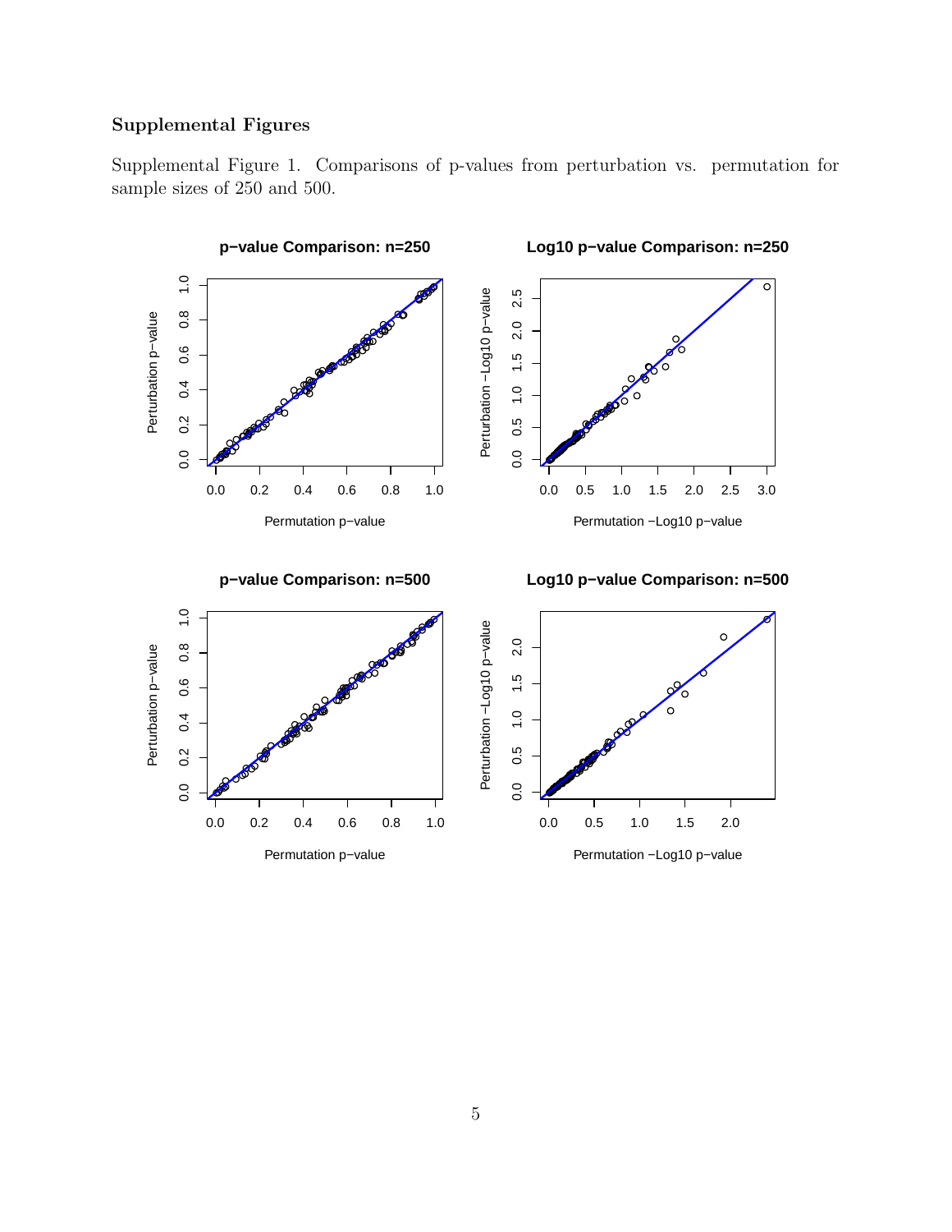## Supplemental Figures

Supplemental Figure 1. Comparisons of p-values from perturbation vs. permutation for sample sizes of 250 and 500.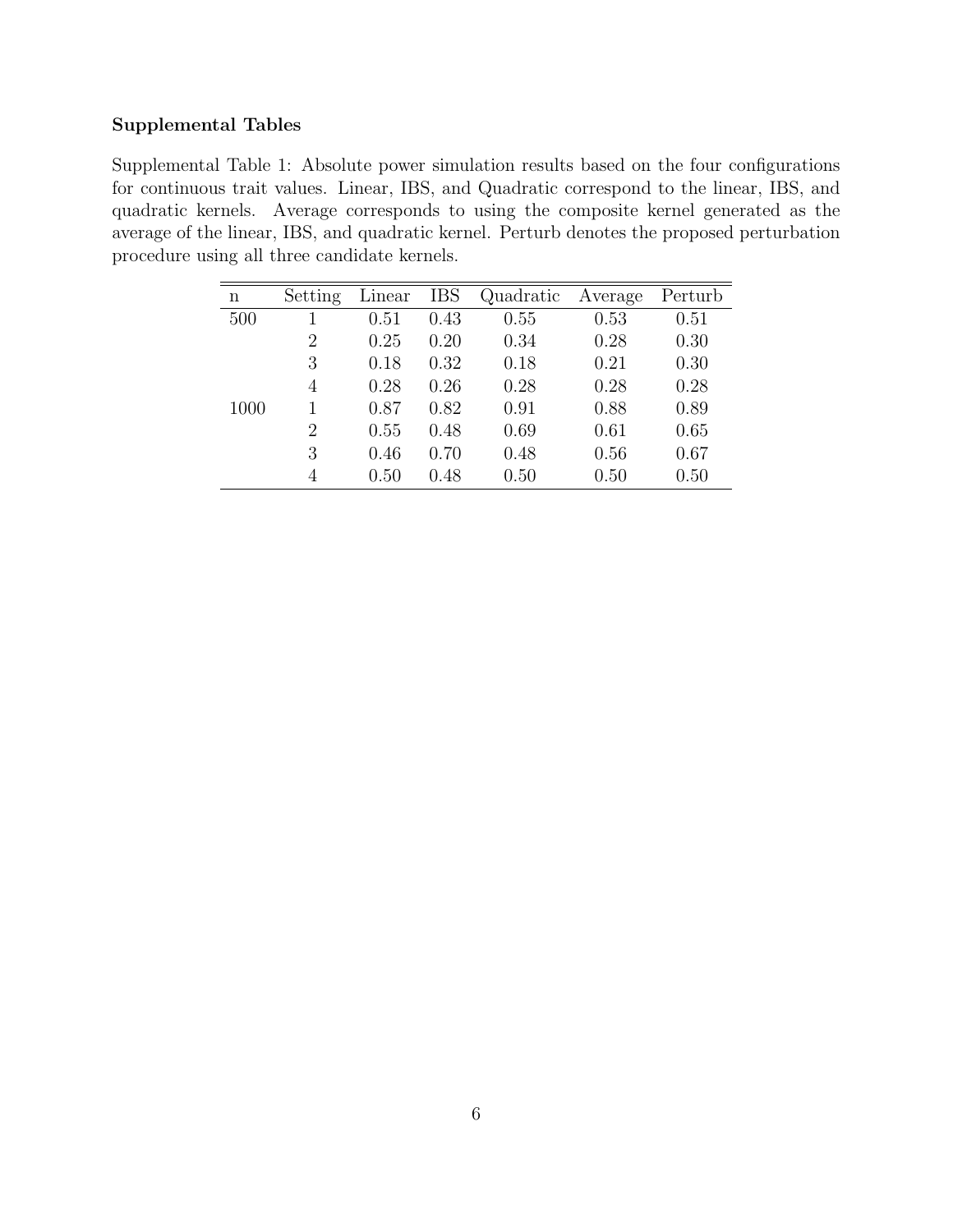**Supplemental Tables**

Supplemental Table 1: Absolute power simulation results based on the four configurations for continuous trait values. Linear, IBS, and Quadratic correspond to the linear, IBS, and quadratic kernels. Average corresponds to using the composite kernel generated as the average of the linear, IBS, and quadratic kernel. Perturb denotes the proposed perturbation procedure using all three candidate kernels.

| n | Setting | Linear | IBS | Quadratic | Average | Perturb |
|---|---|---|---|---|---|---|
| 500 | 1 | 0.51 | 0.43 | 0.55 | 0.53 | 0.51 |
| | 2 | 0.25 | 0.20 | 0.34 | 0.28 | 0.30 |
| | 3 | 0.18 | 0.32 | 0.18 | 0.21 | 0.30 |
| | 4 | 0.28 | 0.26 | 0.28 | 0.28 | 0.28 |
| 1000 | 1 | 0.87 | 0.82 | 0.91 | 0.88 | 0.89 |
| | 2 | 0.55 | 0.48 | 0.69 | 0.61 | 0.65 |
| | 3 | 0.46 | 0.70 | 0.48 | 0.56 | 0.67 |
| | 4 | 0.50 | 0.48 | 0.50 | 0.50 | 0.50 |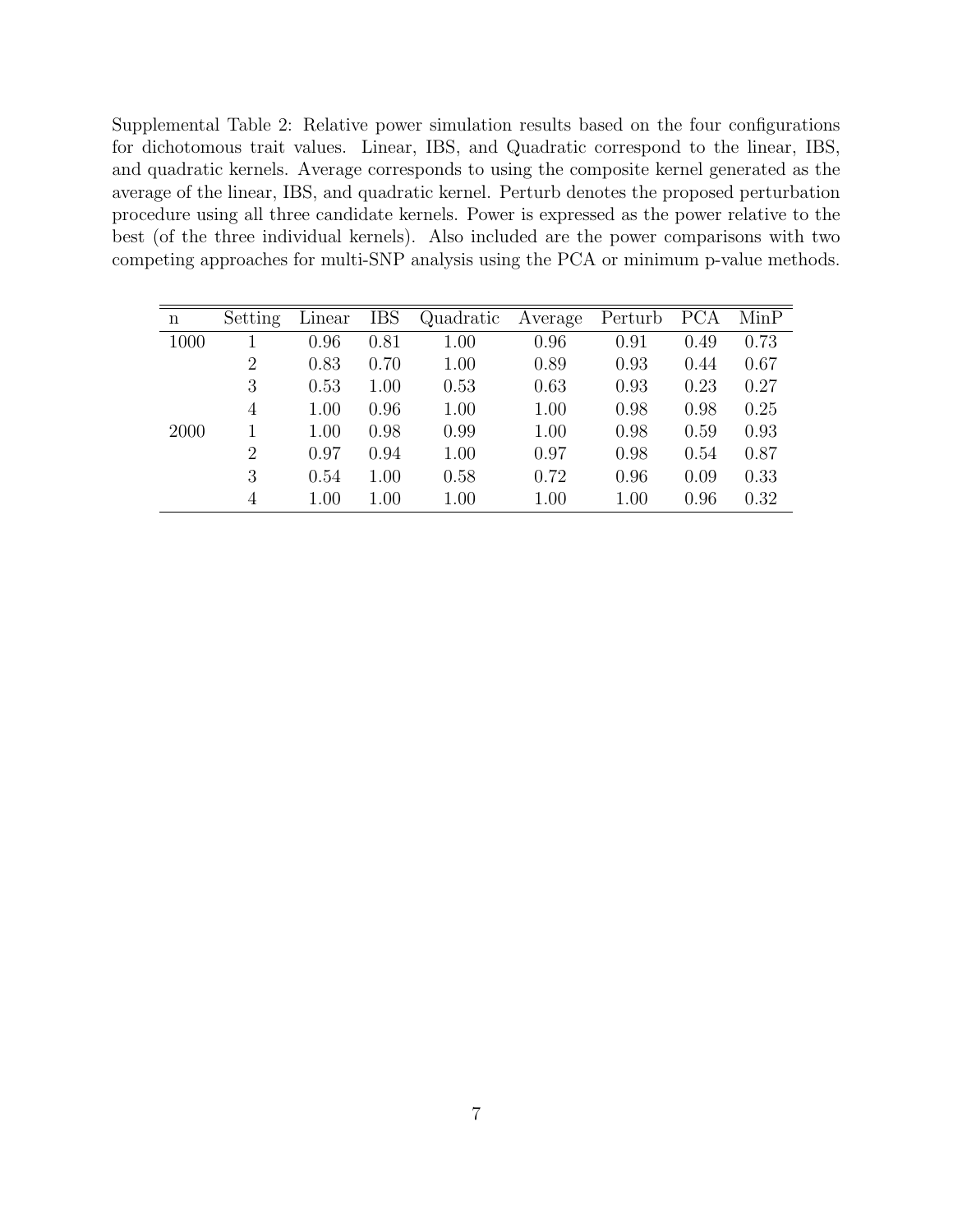Supplemental Table 2: Relative power simulation results based on the four configurations for dichotomous trait values. Linear, IBS, and Quadratic correspond to the linear, IBS, and quadratic kernels. Average corresponds to using the composite kernel generated as the average of the linear, IBS, and quadratic kernel. Perturb denotes the proposed perturbation procedure using all three candidate kernels. Power is expressed as the power relative to the best (of the three individual kernels). Also included are the power comparisons with two competing approaches for multi-SNP analysis using the PCA or minimum p-value methods.

| n | Setting | Linear | IBS | Quadratic | Average | Perturb | PCA | MinP |
|---|---|---|---|---|---|---|---|---|
| 1000 | 1 | 0.96 | 0.81 | 1.00 | 0.96 | 0.91 | 0.49 | 0.73 |
| | 2 | 0.83 | 0.70 | 1.00 | 0.89 | 0.93 | 0.44 | 0.67 |
| | 3 | 0.53 | 1.00 | 0.53 | 0.63 | 0.93 | 0.23 | 0.27 |
| | 4 | 1.00 | 0.96 | 1.00 | 1.00 | 0.98 | 0.98 | 0.25 |
| 2000 | 1 | 1.00 | 0.98 | 0.99 | 1.00 | 0.98 | 0.59 | 0.93 |
| | 2 | 0.97 | 0.94 | 1.00 | 0.97 | 0.98 | 0.54 | 0.87 |
| | 3 | 0.54 | 1.00 | 0.58 | 0.72 | 0.96 | 0.09 | 0.33 |
| | 4 | 1.00 | 1.00 | 1.00 | 1.00 | 1.00 | 0.96 | 0.32 |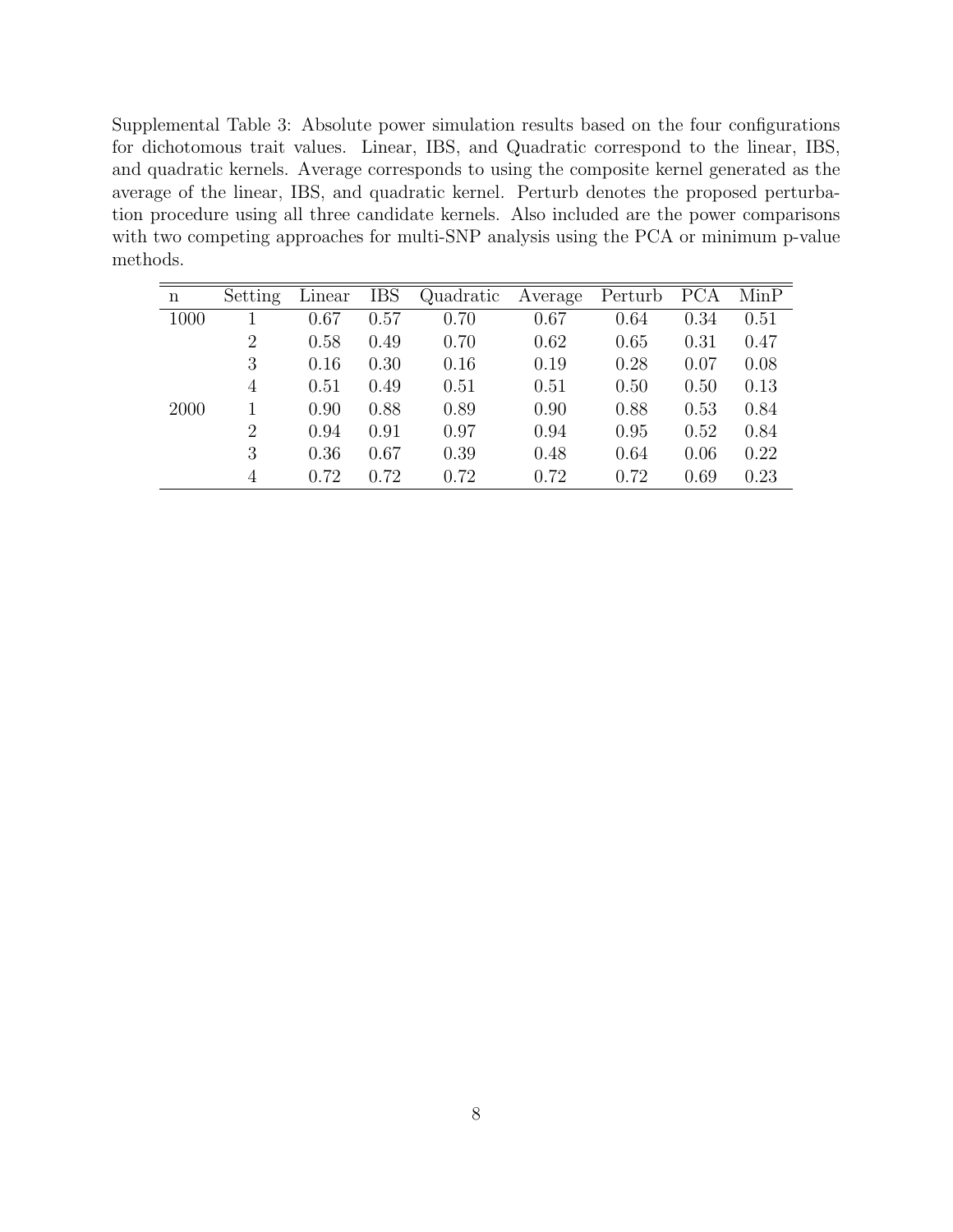Supplemental Table 3: Absolute power simulation results based on the four configurations for dichotomous trait values. Linear, IBS, and Quadratic correspond to the linear, IBS, and quadratic kernels. Average corresponds to using the composite kernel generated as the average of the linear, IBS, and quadratic kernel. Perturb denotes the proposed perturbation procedure using all three candidate kernels. Also included are the power comparisons with two competing approaches for multi-SNP analysis using the PCA or minimum p-value methods.

| n | Setting | Linear | IBS | Quadratic | Average | Perturb | PCA | MinP |
|---|---|---|---|---|---|---|---|---|
| 1000 | 1 | 0.67 | 0.57 | 0.70 | 0.67 | 0.64 | 0.34 | 0.51 |
| | 2 | 0.58 | 0.49 | 0.70 | 0.62 | 0.65 | 0.31 | 0.47 |
| | 3 | 0.16 | 0.30 | 0.16 | 0.19 | 0.28 | 0.07 | 0.08 |
| | 4 | 0.51 | 0.49 | 0.51 | 0.51 | 0.50 | 0.50 | 0.13 |
| 2000 | 1 | 0.90 | 0.88 | 0.89 | 0.90 | 0.88 | 0.53 | 0.84 |
| | 2 | 0.94 | 0.91 | 0.97 | 0.94 | 0.95 | 0.52 | 0.84 |
| | 3 | 0.36 | 0.67 | 0.39 | 0.48 | 0.64 | 0.06 | 0.22 |
| | 4 | 0.72 | 0.72 | 0.72 | 0.72 | 0.72 | 0.69 | 0.23 |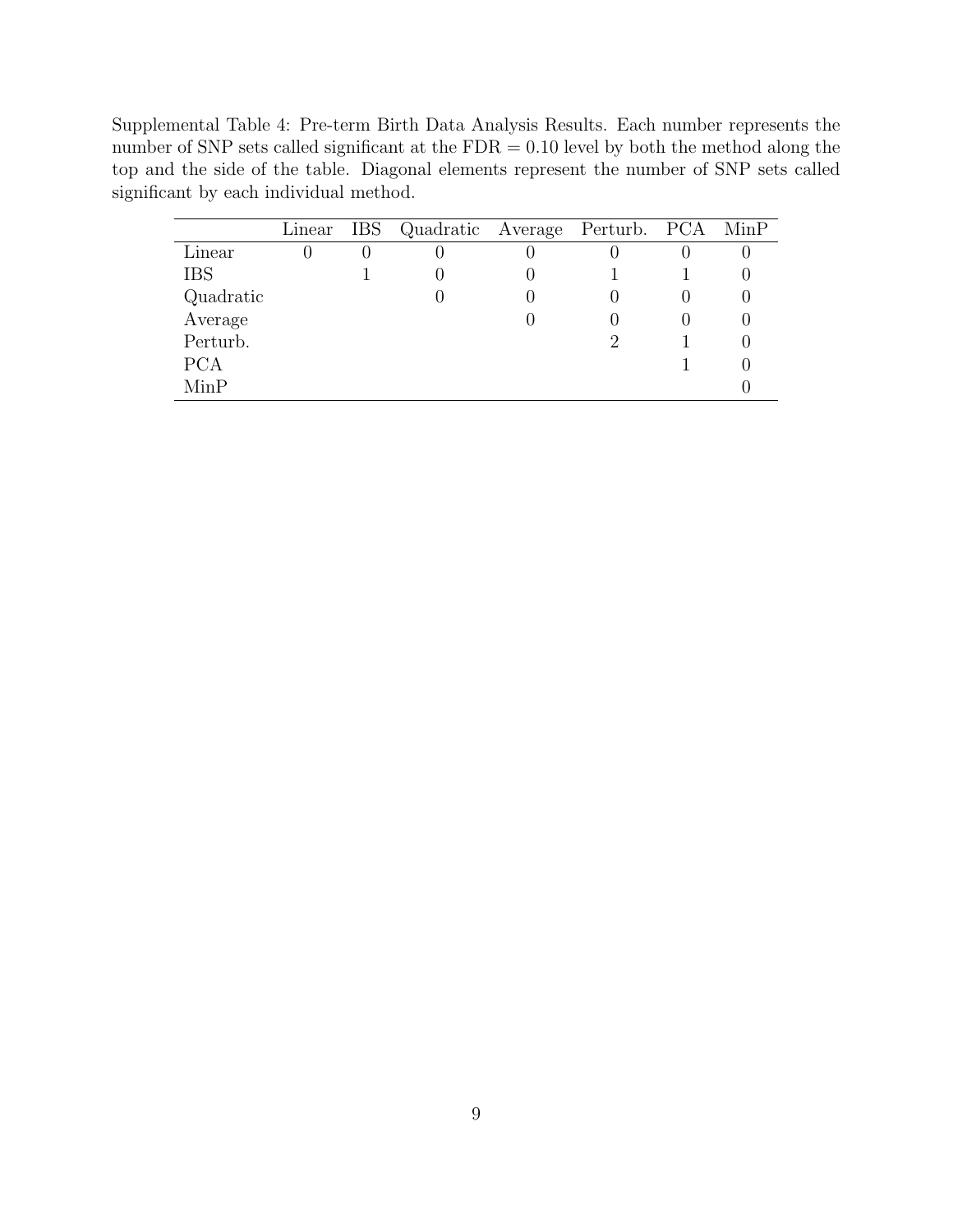Supplemental Table 4: Pre-term Birth Data Analysis Results. Each number represents the number of SNP sets called significant at the FDR = 0.10 level by both the method along the top and the side of the table. Diagonal elements represent the number of SNP sets called significant by each individual method.

| | Linear | IBS | Quadratic | Average | Perturb. | PCA | MinP |
|---|---|---|---|---|---|---|---|
| Linear | 0 | 0 | 0 | 0 | 0 | 0 | 0 |
| IBS | | 1 | 0 | 0 | 1 | 1 | 0 |
| Quadratic | | | 0 | 0 | 0 | 0 | 0 |
| Average | | | | 0 | 0 | 0 | 0 |
| Perturb. | | | | | 2 | 1 | 0 |
| PCA | | | | | | 1 | 0 |
| MinP | | | | | | | 0 |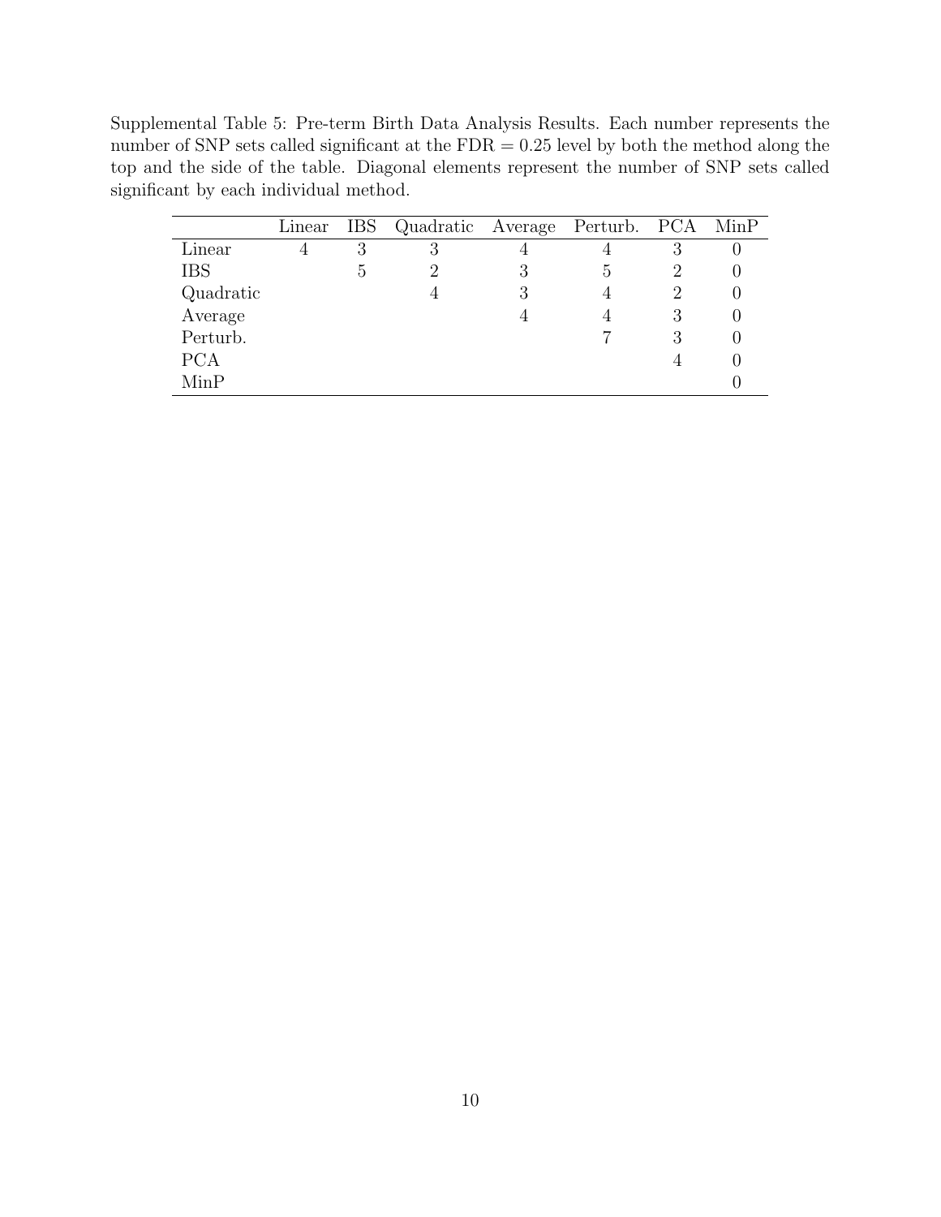Supplemental Table 5: Pre-term Birth Data Analysis Results. Each number represents the number of SNP sets called significant at the FDR = 0.25 level by both the method along the top and the side of the table. Diagonal elements represent the number of SNP sets called significant by each individual method.

| | Linear | IBS | Quadratic | Average | Perturb. | PCA | MinP |
|---|---|---|---|---|---|---|---|
| Linear | 4 | 3 | 3 | 4 | 4 | 3 | 0 |
| IBS | | 5 | 2 | 3 | 5 | 2 | 0 |
| Quadratic | | | 4 | 3 | 4 | 2 | 0 |
| Average | | | | 4 | 4 | 3 | 0 |
| Perturb. | | | | | 7 | 3 | 0 |
| PCA | | | | | | 4 | 0 |
| MinP | | | | | | | 0 |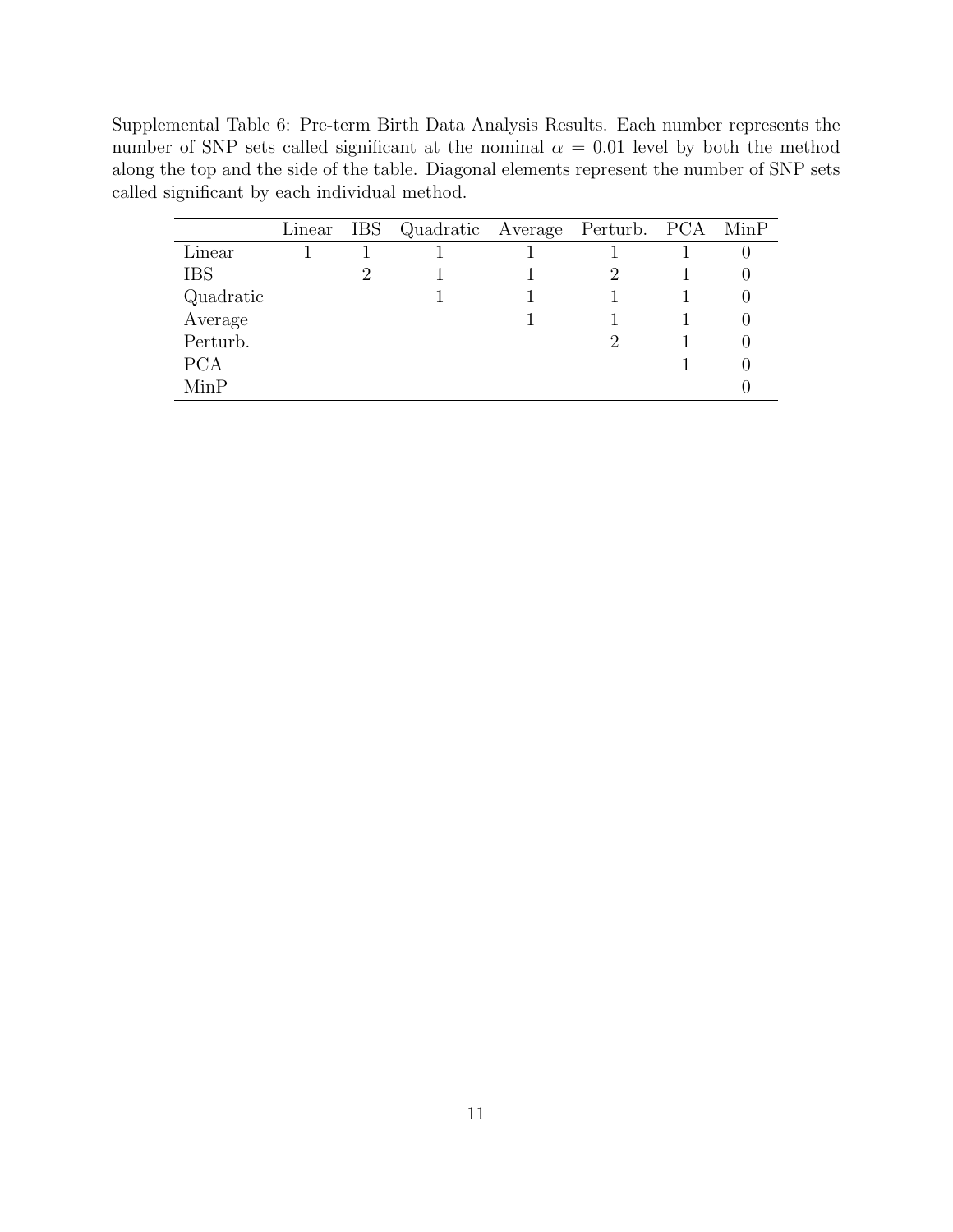Supplemental Table 6: Pre-term Birth Data Analysis Results. Each number represents the number of SNP sets called significant at the nominal $\alpha = 0.01$ level by both the method along the top and the side of the table. Diagonal elements represent the number of SNP sets called significant by each individual method.

| | Linear | IBS | Quadratic | Average | Perturb. | PCA | MinP |
|---|---|---|---|---|---|---|---|
| Linear | 1 | 1 | 1 | 1 | 1 | 1 | 0 |
| IBS | | 2 | 1 | 1 | 2 | 1 | 0 |
| Quadratic | | | 1 | 1 | 1 | 1 | 0 |
| Average | | | | 1 | 1 | 1 | 0 |
| Perturb. | | | | | 2 | 1 | 0 |
| PCA | | | | | | 1 | 0 |
| MinP | | | | | | | 0 |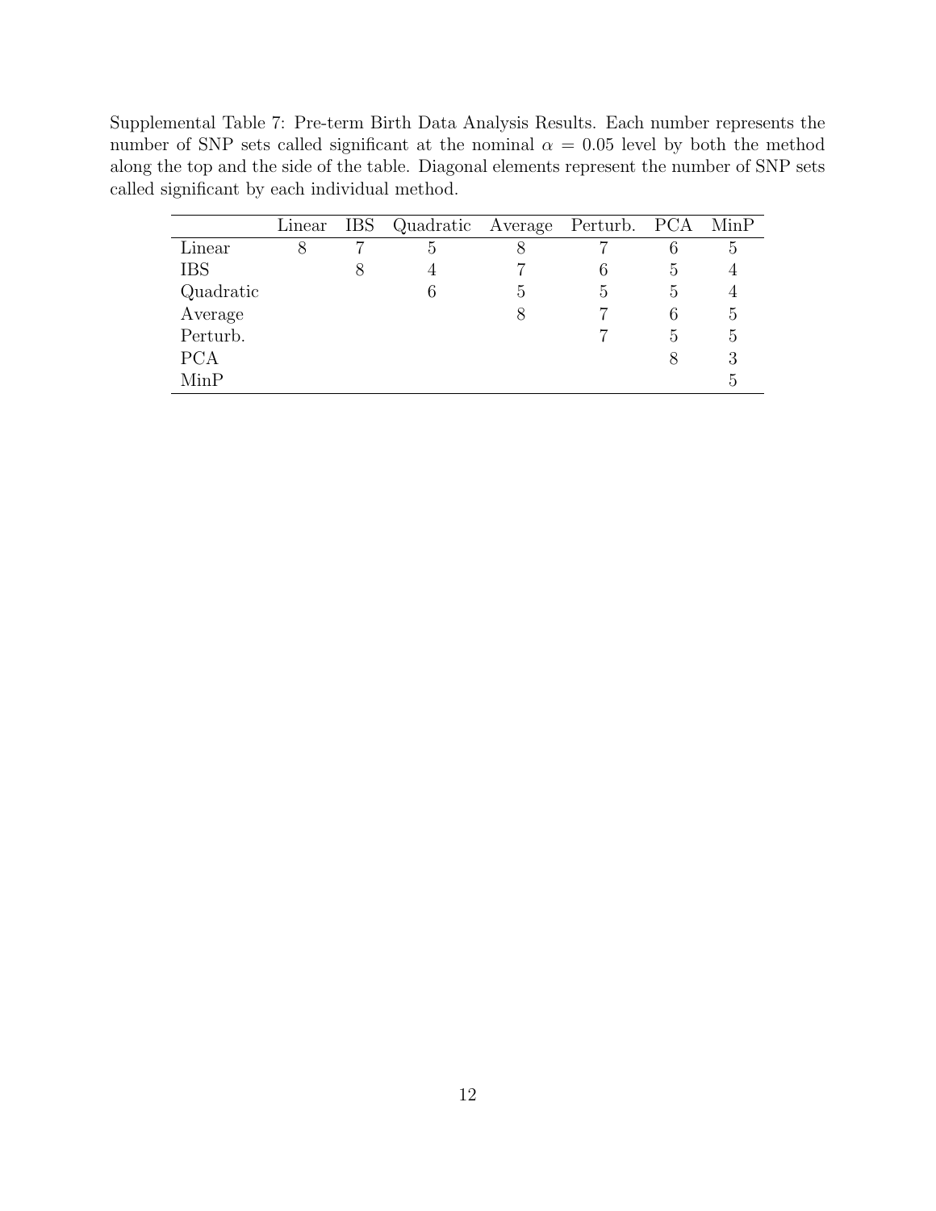Supplemental Table 7: Pre-term Birth Data Analysis Results. Each number represents the number of SNP sets called significant at the nominal $\alpha = 0.05$ level by both the method along the top and the side of the table. Diagonal elements represent the number of SNP sets called significant by each individual method.

| | Linear | IBS | Quadratic | Average | Perturb. | PCA | MinP |
|---|---|---|---|---|---|---|---|
| Linear | 8 | 7 | 5 | 8 | 7 | 6 | 5 |
| IBS | | 8 | 4 | 7 | 6 | 5 | 4 |
| Quadratic | | | 6 | 5 | 5 | 5 | 4 |
| Average | | | | 8 | 7 | 6 | 5 |
| Perturb. | | | | | 7 | 5 | 5 |
| PCA | | | | | | 8 | 3 |
| MinP | | | | | | | 5 |